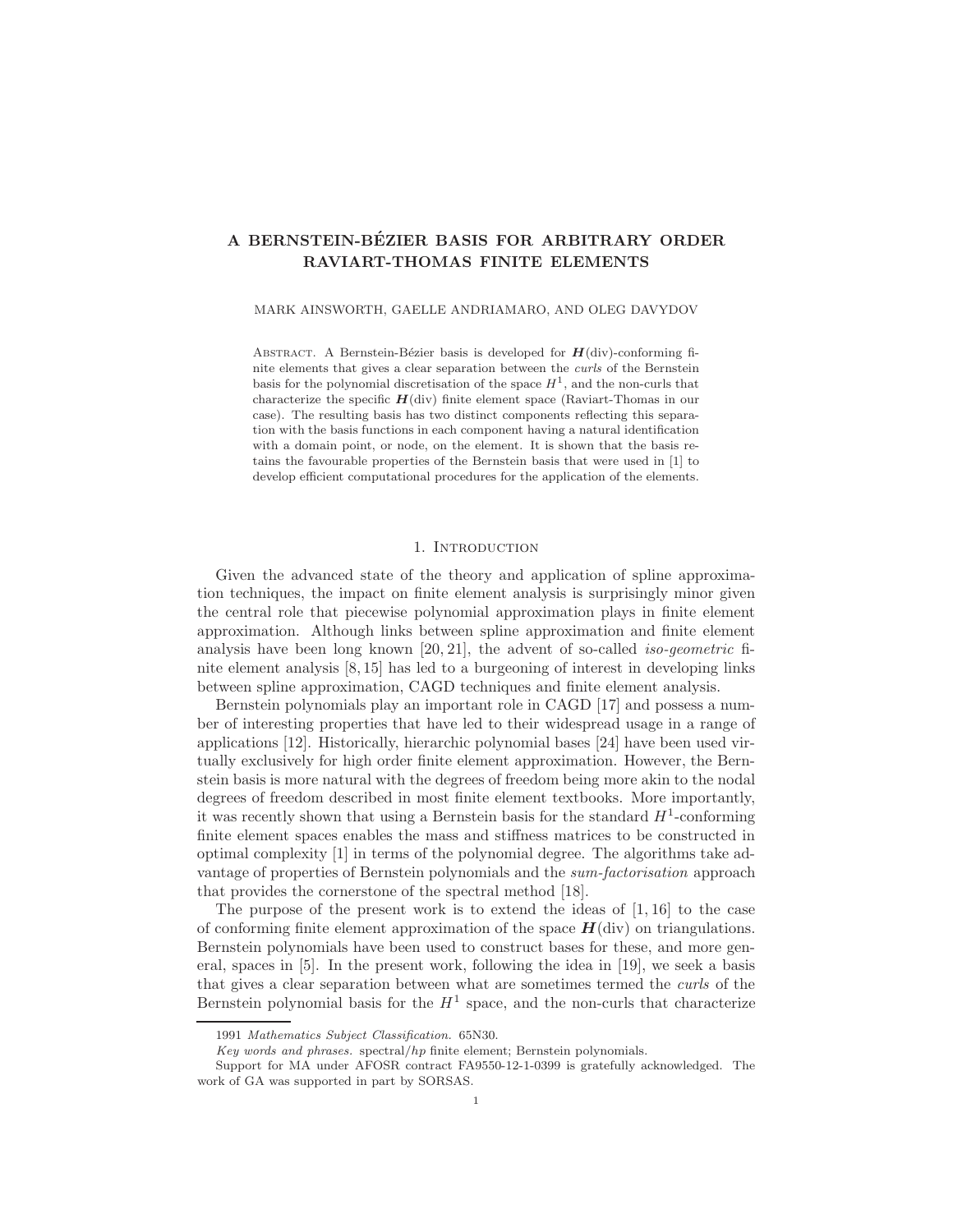# A BERNSTEIN-BÉZIER BASIS FOR ARBITRARY ORDER RAVIART-THOMAS FINITE ELEMENTS

MARK AINSWORTH, GAELLE ANDRIAMARO, AND OLEG DAVYDOV

ABSTRACT. A Bernstein-Bézier basis is developed for $\boldsymbol{H}(\text{div})$-conforming finite elements that gives a clear separation between the *curls* of the Bernstein basis for the polynomial discretisation of the space $H^1$, and the non-curls that characterize the specific $\boldsymbol{H}(\text{div})$ finite element space (Raviart-Thomas in our case). The resulting basis has two distinct components reflecting this separation with the basis functions in each component having a natural identification with a domain point, or node, on the element. It is shown that the basis retains the favourable properties of the Bernstein basis that were used in [1] to develop efficient computational procedures for the application of the elements.

## 1. Introduction

Given the advanced state of the theory and application of spline approximation techniques, the impact on finite element analysis is surprisingly minor given the central role that piecewise polynomial approximation plays in finite element approximation. Although links between spline approximation and finite element analysis have been long known [20, 21], the advent of so-called *iso-geometric* finite element analysis [8, 15] has led to a burgeoning of interest in developing links between spline approximation, CAGD techniques and finite element analysis.

Bernstein polynomials play an important role in CAGD [17] and possess a number of interesting properties that have led to their widespread usage in a range of applications [12]. Historically, hierarchic polynomial bases [24] have been used virtually exclusively for high order finite element approximation. However, the Bernstein basis is more natural with the degrees of freedom being more akin to the nodal degrees of freedom described in most finite element textbooks. More importantly, it was recently shown that using a Bernstein basis for the standard $H^1$-conforming finite element spaces enables the mass and stiffness matrices to be constructed in optimal complexity [1] in terms of the polynomial degree. The algorithms take advantage of properties of Bernstein polynomials and the *sum-factorisation* approach that provides the cornerstone of the spectral method [18].

The purpose of the present work is to extend the ideas of [1, 16] to the case of conforming finite element approximation of the space $\boldsymbol{H}(\text{div})$ on triangulations. Bernstein polynomials have been used to construct bases for these, and more general, spaces in [5]. In the present work, following the idea in [19], we seek a basis that gives a clear separation between what are sometimes termed the *curls* of the Bernstein polynomial basis for the $H^1$ space, and the non-curls that characterize

1991 *Mathematics Subject Classification.* 65N30.

*Key words and phrases.* spectral/*hp* finite element; Bernstein polynomials.

Support for MA under AFOSR contract FA9550-12-1-0399 is gratefully acknowledged. The work of GA was supported in part by SORSAS.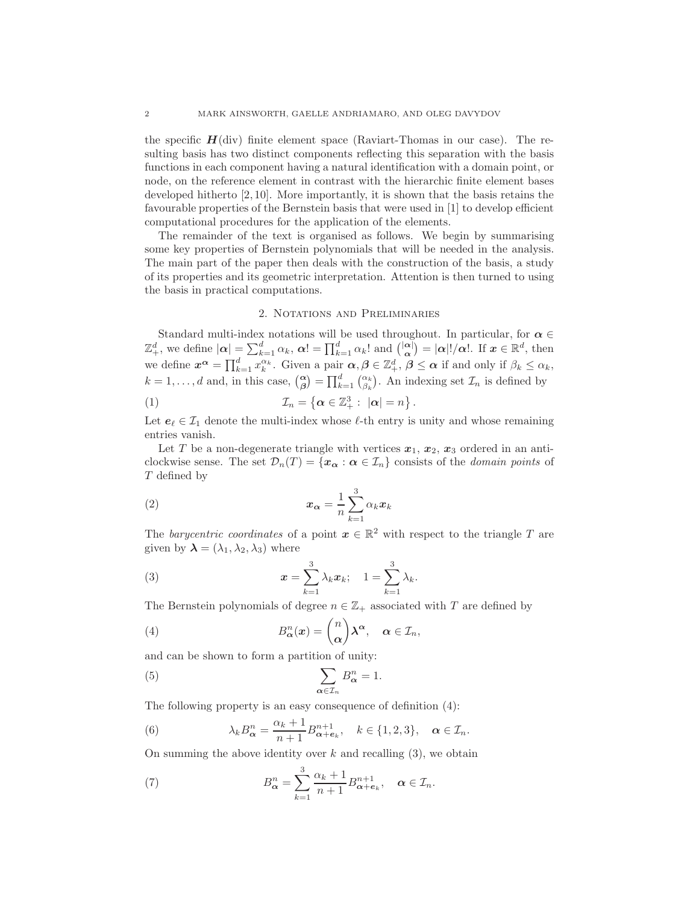the specific $\boldsymbol{H}(\mathrm{div})$ finite element space (Raviart-Thomas in our case). The resulting basis has two distinct components reflecting this separation with the basis functions in each component having a natural identification with a domain point, or node, on the reference element in contrast with the hierarchic finite element bases developed hitherto [2,10]. More importantly, it is shown that the basis retains the favourable properties of the Bernstein basis that were used in [1] to develop efficient computational procedures for the application of the elements.

The remainder of the text is organised as follows. We begin by summarising some key properties of Bernstein polynomials that will be needed in the analysis. The main part of the paper then deals with the construction of the basis, a study of its properties and its geometric interpretation. Attention is then turned to using the basis in practical computations.

## 2. Notations and Preliminaries

Standard multi-index notations will be used throughout. In particular, for $\boldsymbol{\alpha} \in \mathbb{Z}_+^d$, we define $|\boldsymbol{\alpha}| = \sum_{k=1}^d \alpha_k$, $\boldsymbol{\alpha}! = \prod_{k=1}^d \alpha_k!$ and $\binom{|\boldsymbol{\alpha}|}{\boldsymbol{\alpha}} = |\boldsymbol{\alpha}|!/\boldsymbol{\alpha}!$. If $\boldsymbol{x} \in \mathbb{R}^d$, then we define $\boldsymbol{x}^{\boldsymbol{\alpha}} = \prod_{k=1}^d x_k^{\alpha_k}$. Given a pair $\boldsymbol{\alpha}, \boldsymbol{\beta} \in \mathbb{Z}_+^d$, $\boldsymbol{\beta} \leq \boldsymbol{\alpha}$ if and only if $\beta_k \leq \alpha_k$, $k = 1, \ldots, d$ and, in this case, $\binom{\boldsymbol{\alpha}}{\boldsymbol{\beta}} = \prod_{k=1}^d \binom{\alpha_k}{\beta_k}$. An indexing set $\mathcal{I}_n$ is defined by

$$\mathcal{I}_n = \left\{ \boldsymbol{\alpha} \in \mathbb{Z}_+^3 : \ |\boldsymbol{\alpha}| = n \right\}. \tag{1}$$

Let $\boldsymbol{e}_\ell \in \mathcal{I}_1$ denote the multi-index whose $\ell$-th entry is unity and whose remaining entries vanish.

Let $T$ be a non-degenerate triangle with vertices $\boldsymbol{x}_1$, $\boldsymbol{x}_2$, $\boldsymbol{x}_3$ ordered in an anti-clockwise sense. The set $\mathcal{D}_n(T) = \{\boldsymbol{x}_{\boldsymbol{\alpha}} : \boldsymbol{\alpha} \in \mathcal{I}_n\}$ consists of the *domain points* of $T$ defined by

$$\boldsymbol{x}_{\boldsymbol{\alpha}} = \frac{1}{n} \sum_{k=1}^3 \alpha_k \boldsymbol{x}_k \tag{2}$$

The *barycentric coordinates* of a point $\boldsymbol{x} \in \mathbb{R}^2$ with respect to the triangle $T$ are given by $\boldsymbol{\lambda} = (\lambda_1, \lambda_2, \lambda_3)$ where

$$\boldsymbol{x} = \sum_{k=1}^3 \lambda_k \boldsymbol{x}_k; \quad 1 = \sum_{k=1}^3 \lambda_k. \tag{3}$$

The Bernstein polynomials of degree $n \in \mathbb{Z}_+$ associated with $T$ are defined by

$$B_{\boldsymbol{\alpha}}^n(\boldsymbol{x}) = \binom{n}{\boldsymbol{\alpha}} \boldsymbol{\lambda}^{\boldsymbol{\alpha}}, \quad \boldsymbol{\alpha} \in \mathcal{I}_n, \tag{4}$$

and can be shown to form a partition of unity:

$$\sum_{\boldsymbol{\alpha} \in \mathcal{I}_n} B_{\boldsymbol{\alpha}}^n = 1. \tag{5}$$

The following property is an easy consequence of definition (4):

$$\lambda_k B_{\boldsymbol{\alpha}}^n = \frac{\alpha_k + 1}{n+1} B_{\boldsymbol{\alpha}+\boldsymbol{e}_k}^{n+1}, \quad k \in \{1,2,3\}, \quad \boldsymbol{\alpha} \in \mathcal{I}_n. \tag{6}$$

On summing the above identity over $k$ and recalling (3), we obtain

$$B_{\boldsymbol{\alpha}}^n = \sum_{k=1}^3 \frac{\alpha_k + 1}{n+1} B_{\boldsymbol{\alpha}+\boldsymbol{e}_k}^{n+1}, \quad \boldsymbol{\alpha} \in \mathcal{I}_n. \tag{7}$$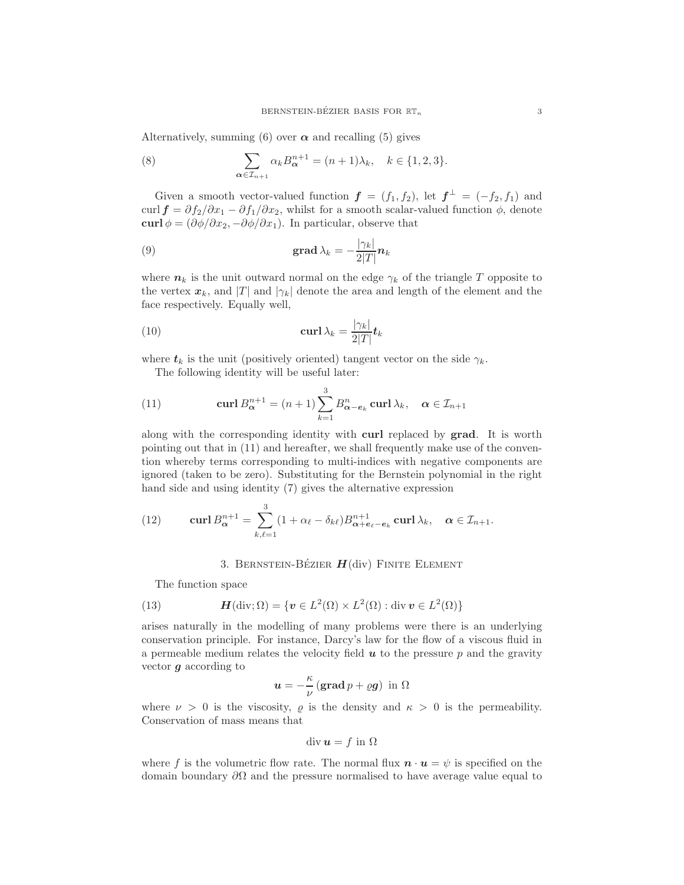Alternatively, summing (6) over $\boldsymbol{\alpha}$ and recalling (5) gives

$$\sum_{\boldsymbol{\alpha} \in \mathcal{I}_{n+1}} \alpha_k B_{\boldsymbol{\alpha}}^{n+1} = (n+1)\lambda_k, \quad k \in \{1, 2, 3\}. \tag{8}$$

Given a smooth vector-valued function $\boldsymbol{f} = (f_1, f_2)$, let $\boldsymbol{f}^\perp = (-f_2, f_1)$ and $\operatorname{curl} \boldsymbol{f} = \partial f_2/\partial x_1 - \partial f_1/\partial x_2$, whilst for a smooth scalar-valued function $\phi$, denote $\mathbf{curl}\, \phi = (\partial \phi/\partial x_2, -\partial \phi/\partial x_1)$. In particular, observe that

$$\mathbf{grad}\, \lambda_k = -\frac{|\gamma_k|}{2|T|} \boldsymbol{n}_k \tag{9}$$

where $\boldsymbol{n}_k$ is the unit outward normal on the edge $\gamma_k$ of the triangle $T$ opposite to the vertex $\boldsymbol{x}_k$, and $|T|$ and $|\gamma_k|$ denote the area and length of the element and the face respectively. Equally well,

$$\mathbf{curl}\, \lambda_k = \frac{|\gamma_k|}{2|T|} \boldsymbol{t}_k \tag{10}$$

where $\boldsymbol{t}_k$ is the unit (positively oriented) tangent vector on the side $\gamma_k$.

The following identity will be useful later:

$$\mathbf{curl}\, B_{\boldsymbol{\alpha}}^{n+1} = (n+1) \sum_{k=1}^{3} B_{\boldsymbol{\alpha} - \boldsymbol{e}_k}^{n}\, \mathbf{curl}\, \lambda_k, \quad \boldsymbol{\alpha} \in \mathcal{I}_{n+1} \tag{11}$$

along with the corresponding identity with **curl** replaced by **grad**. It is worth pointing out that in (11) and hereafter, we shall frequently make use of the convention whereby terms corresponding to multi-indices with negative components are ignored (taken to be zero). Substituting for the Bernstein polynomial in the right hand side and using identity (7) gives the alternative expression

$$\mathbf{curl}\, B_{\boldsymbol{\alpha}}^{n+1} = \sum_{k,\ell=1}^{3} (1 + \alpha_\ell - \delta_{k\ell}) B_{\boldsymbol{\alpha} + \boldsymbol{e}_\ell - \boldsymbol{e}_k}^{n+1}\, \mathbf{curl}\, \lambda_k, \quad \boldsymbol{\alpha} \in \mathcal{I}_{n+1}. \tag{12}$$

## 3. Bernstein-Bézier $\boldsymbol{H}(\mathrm{div})$ Finite Element

The function space

$$\boldsymbol{H}(\mathrm{div}; \Omega) = \{\boldsymbol{v} \in L^2(\Omega) \times L^2(\Omega) : \operatorname{div} \boldsymbol{v} \in L^2(\Omega)\} \tag{13}$$

arises naturally in the modelling of many problems were there is an underlying conservation principle. For instance, Darcy's law for the flow of a viscous fluid in a permeable medium relates the velocity field $\boldsymbol{u}$ to the pressure $p$ and the gravity vector $\boldsymbol{g}$ according to

$$\boldsymbol{u} = -\frac{\kappa}{\nu} \left( \mathbf{grad}\, p + \varrho \boldsymbol{g} \right) \text{ in } \Omega$$

where $\nu > 0$ is the viscosity, $\varrho$ is the density and $\kappa > 0$ is the permeability. Conservation of mass means that

$$\operatorname{div} \boldsymbol{u} = f \text{ in } \Omega$$

where $f$ is the volumetric flow rate. The normal flux $\boldsymbol{n} \cdot \boldsymbol{u} = \psi$ is specified on the domain boundary $\partial\Omega$ and the pressure normalised to have average value equal to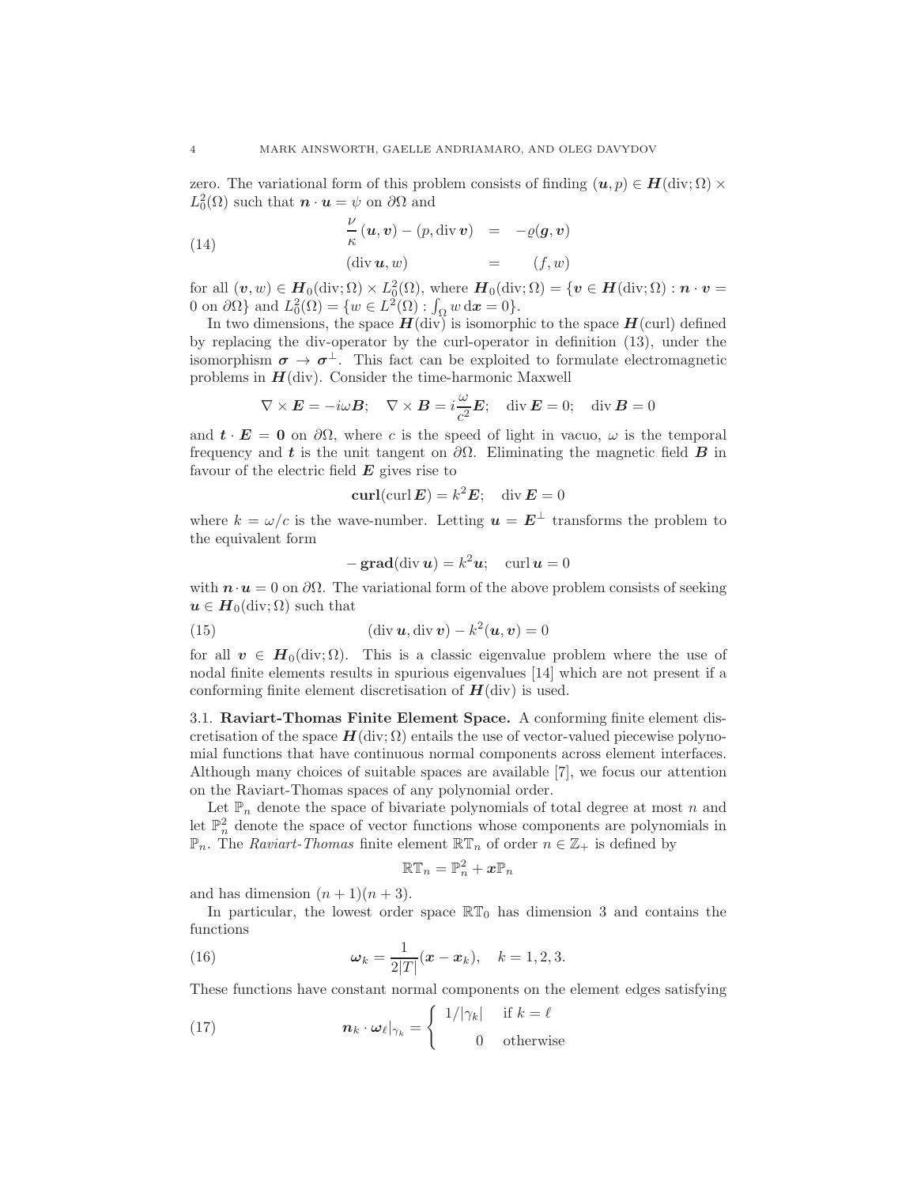zero. The variational form of this problem consists of finding $(\boldsymbol{u}, p) \in \boldsymbol{H}(\text{div}; \Omega) \times L^2_0(\Omega)$ such that $\boldsymbol{n} \cdot \boldsymbol{u} = \psi$ on $\partial\Omega$ and

$$
\begin{aligned}
\frac{\nu}{\kappa} (\boldsymbol{u}, \boldsymbol{v}) - (p, \operatorname{div} \boldsymbol{v}) &= -\varrho(\boldsymbol{g}, \boldsymbol{v}) \\
(\operatorname{div} \boldsymbol{u}, w) &= (f, w)
\end{aligned}
\tag{14}
$$

for all $(\boldsymbol{v}, w) \in \boldsymbol{H}_0(\text{div}; \Omega) \times L^2_0(\Omega)$, where $\boldsymbol{H}_0(\text{div}; \Omega) = \{\boldsymbol{v} \in \boldsymbol{H}(\text{div}; \Omega) : \boldsymbol{n} \cdot \boldsymbol{v} = 0 \text{ on } \partial\Omega\}$ and $L^2_0(\Omega) = \{w \in L^2(\Omega) : \int_\Omega w \, \mathrm{d}\boldsymbol{x} = 0\}$.

In two dimensions, the space $\boldsymbol{H}(\text{div})$ is isomorphic to the space $\boldsymbol{H}(\text{curl})$ defined by replacing the div-operator by the curl-operator in definition (13), under the isomorphism $\boldsymbol{\sigma} \to \boldsymbol{\sigma}^\perp$. This fact can be exploited to formulate electromagnetic problems in $\boldsymbol{H}(\text{div})$. Consider the time-harmonic Maxwell

$$
\nabla \times \boldsymbol{E} = -i\omega \boldsymbol{B}; \quad \nabla \times \boldsymbol{B} = i\frac{\omega}{c^2}\boldsymbol{E}; \quad \operatorname{div} \boldsymbol{E} = 0; \quad \operatorname{div} \boldsymbol{B} = 0
$$

and $\boldsymbol{t} \cdot \boldsymbol{E} = \boldsymbol{0}$ on $\partial\Omega$, where $c$ is the speed of light in vacuo, $\omega$ is the temporal frequency and $\boldsymbol{t}$ is the unit tangent on $\partial\Omega$. Eliminating the magnetic field $\boldsymbol{B}$ in favour of the electric field $\boldsymbol{E}$ gives rise to

$$
\mathbf{curl}(\operatorname{curl} \boldsymbol{E}) = k^2 \boldsymbol{E}; \quad \operatorname{div} \boldsymbol{E} = 0
$$

where $k = \omega/c$ is the wave-number. Letting $\boldsymbol{u} = \boldsymbol{E}^\perp$ transforms the problem to the equivalent form

$$
-\,\mathbf{grad}(\operatorname{div} \boldsymbol{u}) = k^2 \boldsymbol{u}; \quad \operatorname{curl} \boldsymbol{u} = 0
$$

with $\boldsymbol{n} \cdot \boldsymbol{u} = 0$ on $\partial\Omega$. The variational form of the above problem consists of seeking $\boldsymbol{u} \in \boldsymbol{H}_0(\text{div}; \Omega)$ such that

$$
(\operatorname{div} \boldsymbol{u}, \operatorname{div} \boldsymbol{v}) - k^2(\boldsymbol{u}, \boldsymbol{v}) = 0 \tag{15}
$$

for all $\boldsymbol{v} \in \boldsymbol{H}_0(\text{div}; \Omega)$. This is a classic eigenvalue problem where the use of nodal finite elements results in spurious eigenvalues [14] which are not present if a conforming finite element discretisation of $\boldsymbol{H}(\text{div})$ is used.

### 3.1. Raviart-Thomas Finite Element Space.

A conforming finite element discretisation of the space $\boldsymbol{H}(\text{div}; \Omega)$ entails the use of vector-valued piecewise polynomial functions that have continuous normal components across element interfaces. Although many choices of suitable spaces are available [7], we focus our attention on the Raviart-Thomas spaces of any polynomial order.

Let $\mathbb{P}_n$ denote the space of bivariate polynomials of total degree at most $n$ and let $\mathbb{P}^2_n$ denote the space of vector functions whose components are polynomials in $\mathbb{P}_n$. The *Raviart-Thomas* finite element $\mathbb{RT}_n$ of order $n \in \mathbb{Z}_+$ is defined by

$$
\mathbb{RT}_n = \mathbb{P}^2_n + \boldsymbol{x}\mathbb{P}_n
$$

and has dimension $(n+1)(n+3)$.

In particular, the lowest order space $\mathbb{RT}_0$ has dimension 3 and contains the functions

$$
\boldsymbol{\omega}_k = \frac{1}{2|T|}(\boldsymbol{x} - \boldsymbol{x}_k), \quad k = 1, 2, 3. \tag{16}
$$

These functions have constant normal components on the element edges satisfying

$$
\boldsymbol{n}_k \cdot \boldsymbol{\omega}_\ell|_{\gamma_k} = \begin{cases} 1/|\gamma_k| & \text{if } k = \ell \\ 0 & \text{otherwise} \end{cases} \tag{17}
$$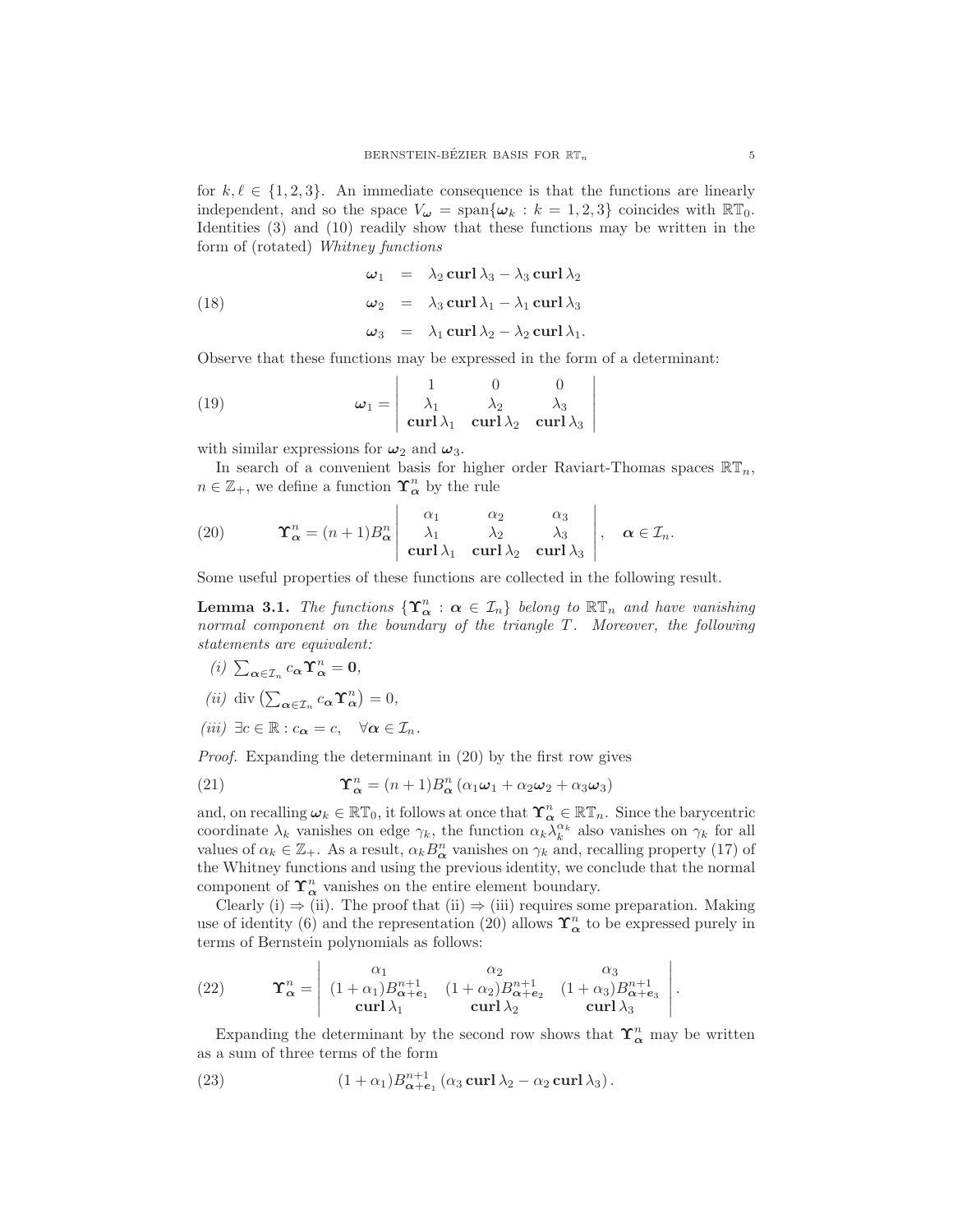for $k, \ell \in \{1,2,3\}$. An immediate consequence is that the functions are linearly independent, and so the space $V_{\boldsymbol{\omega}} = \operatorname{span}\{\boldsymbol{\omega}_k : k = 1,2,3\}$ coincides with $\mathbb{RT}_0$. Identities (3) and (10) readily show that these functions may be written in the form of (rotated) *Whitney functions*

$$
\begin{aligned}
\boldsymbol{\omega}_1 &= \lambda_2 \, \mathbf{curl}\, \lambda_3 - \lambda_3 \, \mathbf{curl}\, \lambda_2 \\
\boldsymbol{\omega}_2 &= \lambda_3 \, \mathbf{curl}\, \lambda_1 - \lambda_1 \, \mathbf{curl}\, \lambda_3 \\
\boldsymbol{\omega}_3 &= \lambda_1 \, \mathbf{curl}\, \lambda_2 - \lambda_2 \, \mathbf{curl}\, \lambda_1.
\end{aligned} \tag{18}
$$

Observe that these functions may be expressed in the form of a determinant:

$$
\boldsymbol{\omega}_1 = \begin{vmatrix} 1 & 0 & 0 \\ \lambda_1 & \lambda_2 & \lambda_3 \\ \mathbf{curl}\, \lambda_1 & \mathbf{curl}\, \lambda_2 & \mathbf{curl}\, \lambda_3 \end{vmatrix} \tag{19}
$$

with similar expressions for $\boldsymbol{\omega}_2$ and $\boldsymbol{\omega}_3$.

In search of a convenient basis for higher order Raviart-Thomas spaces $\mathbb{RT}_n$, $n \in \mathbb{Z}_+$, we define a function $\boldsymbol{\Upsilon}^n_{\boldsymbol{\alpha}}$ by the rule

$$
\boldsymbol{\Upsilon}^n_{\boldsymbol{\alpha}} = (n+1) B^n_{\boldsymbol{\alpha}} \begin{vmatrix} \alpha_1 & \alpha_2 & \alpha_3 \\ \lambda_1 & \lambda_2 & \lambda_3 \\ \mathbf{curl}\, \lambda_1 & \mathbf{curl}\, \lambda_2 & \mathbf{curl}\, \lambda_3 \end{vmatrix}, \quad \boldsymbol{\alpha} \in \mathcal{I}_n. \tag{20}
$$

Some useful properties of these functions are collected in the following result.

**Lemma 3.1.** *The functions $\{\boldsymbol{\Upsilon}^n_{\boldsymbol{\alpha}} : \boldsymbol{\alpha} \in \mathcal{I}_n\}$ belong to $\mathbb{RT}_n$ and have vanishing normal component on the boundary of the triangle $T$. Moreover, the following statements are equivalent:*

*(i)* $\sum_{\boldsymbol{\alpha} \in \mathcal{I}_n} c_{\boldsymbol{\alpha}} \boldsymbol{\Upsilon}^n_{\boldsymbol{\alpha}} = \mathbf{0}$,

*(ii)* $\operatorname{div}\left(\sum_{\boldsymbol{\alpha} \in \mathcal{I}_n} c_{\boldsymbol{\alpha}} \boldsymbol{\Upsilon}^n_{\boldsymbol{\alpha}}\right) = 0$,

*(iii)* $\exists c \in \mathbb{R} : c_{\boldsymbol{\alpha}} = c, \quad \forall \boldsymbol{\alpha} \in \mathcal{I}_n$.

*Proof.* Expanding the determinant in (20) by the first row gives

$$
\boldsymbol{\Upsilon}^n_{\boldsymbol{\alpha}} = (n+1) B^n_{\boldsymbol{\alpha}} \left(\alpha_1 \boldsymbol{\omega}_1 + \alpha_2 \boldsymbol{\omega}_2 + \alpha_3 \boldsymbol{\omega}_3\right) \tag{21}
$$

and, on recalling $\boldsymbol{\omega}_k \in \mathbb{RT}_0$, it follows at once that $\boldsymbol{\Upsilon}^n_{\boldsymbol{\alpha}} \in \mathbb{RT}_n$. Since the barycentric coordinate $\lambda_k$ vanishes on edge $\gamma_k$, the function $\alpha_k \lambda_k^{\alpha_k}$ also vanishes on $\gamma_k$ for all values of $\alpha_k \in \mathbb{Z}_+$. As a result, $\alpha_k B^n_{\boldsymbol{\alpha}}$ vanishes on $\gamma_k$ and, recalling property (17) of the Whitney functions and using the previous identity, we conclude that the normal component of $\boldsymbol{\Upsilon}^n_{\boldsymbol{\alpha}}$ vanishes on the entire element boundary.

Clearly (i) $\Rightarrow$ (ii). The proof that (ii) $\Rightarrow$ (iii) requires some preparation. Making use of identity (6) and the representation (20) allows $\boldsymbol{\Upsilon}^n_{\boldsymbol{\alpha}}$ to be expressed purely in terms of Bernstein polynomials as follows:

$$
\boldsymbol{\Upsilon}^n_{\boldsymbol{\alpha}} = \begin{vmatrix} \alpha_1 & \alpha_2 & \alpha_3 \\ (1+\alpha_1) B^{n+1}_{\boldsymbol{\alpha}+\boldsymbol{e}_1} & (1+\alpha_2) B^{n+1}_{\boldsymbol{\alpha}+\boldsymbol{e}_2} & (1+\alpha_3) B^{n+1}_{\boldsymbol{\alpha}+\boldsymbol{e}_3} \\ \mathbf{curl}\, \lambda_1 & \mathbf{curl}\, \lambda_2 & \mathbf{curl}\, \lambda_3 \end{vmatrix}. \tag{22}
$$

Expanding the determinant by the second row shows that $\boldsymbol{\Upsilon}^n_{\boldsymbol{\alpha}}$ may be written as a sum of three terms of the form

$$
(1+\alpha_1) B^{n+1}_{\boldsymbol{\alpha}+\boldsymbol{e}_1} \left(\alpha_3 \, \mathbf{curl}\, \lambda_2 - \alpha_2 \, \mathbf{curl}\, \lambda_3\right). \tag{23}
$$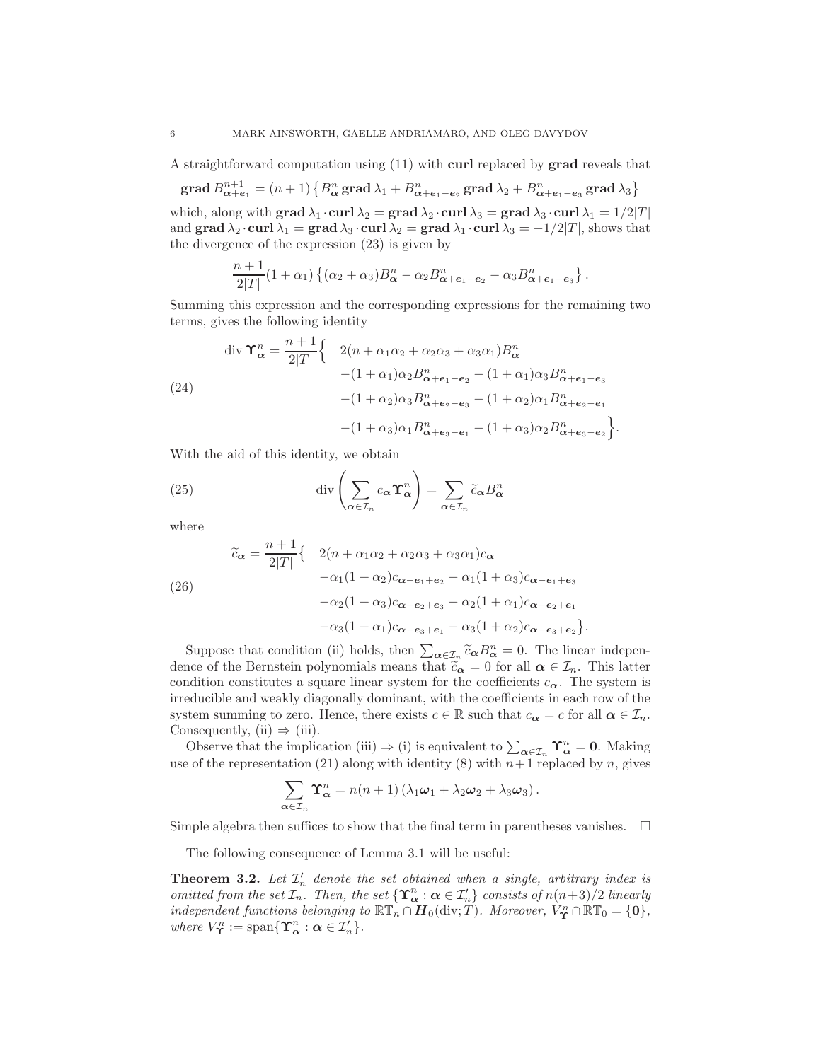A straightforward computation using (11) with **curl** replaced by **grad** reveals that

$$\mathbf{grad}\, B^{n+1}_{\boldsymbol{\alpha}+\boldsymbol{e}_1} = (n+1)\left\{B^n_{\boldsymbol{\alpha}}\,\mathbf{grad}\,\lambda_1 + B^n_{\boldsymbol{\alpha}+\boldsymbol{e}_1-\boldsymbol{e}_2}\,\mathbf{grad}\,\lambda_2 + B^n_{\boldsymbol{\alpha}+\boldsymbol{e}_1-\boldsymbol{e}_3}\,\mathbf{grad}\,\lambda_3\right\}$$

which, along with $\mathbf{grad}\,\lambda_1\cdot\mathbf{curl}\,\lambda_2 = \mathbf{grad}\,\lambda_2\cdot\mathbf{curl}\,\lambda_3 = \mathbf{grad}\,\lambda_3\cdot\mathbf{curl}\,\lambda_1 = 1/2|T|$ and $\mathbf{grad}\,\lambda_2\cdot\mathbf{curl}\,\lambda_1 = \mathbf{grad}\,\lambda_3\cdot\mathbf{curl}\,\lambda_2 = \mathbf{grad}\,\lambda_1\cdot\mathbf{curl}\,\lambda_3 = -1/2|T|$, shows that the divergence of the expression (23) is given by

$$\frac{n+1}{2|T|}(1+\alpha_1)\left\{(\alpha_2+\alpha_3)B^n_{\boldsymbol{\alpha}} - \alpha_2 B^n_{\boldsymbol{\alpha}+\boldsymbol{e}_1-\boldsymbol{e}_2} - \alpha_3 B^n_{\boldsymbol{\alpha}+\boldsymbol{e}_1-\boldsymbol{e}_3}\right\}.$$

Summing this expression and the corresponding expressions for the remaining two terms, gives the following identity

$$\begin{aligned}
\operatorname{div}\boldsymbol{\Upsilon}^n_{\boldsymbol{\alpha}} = \frac{n+1}{2|T|}\Big\{\quad & 2(n+\alpha_1\alpha_2+\alpha_2\alpha_3+\alpha_3\alpha_1)B^n_{\boldsymbol{\alpha}} \\
& -(1+\alpha_1)\alpha_2 B^n_{\boldsymbol{\alpha}+\boldsymbol{e}_1-\boldsymbol{e}_2} - (1+\alpha_1)\alpha_3 B^n_{\boldsymbol{\alpha}+\boldsymbol{e}_1-\boldsymbol{e}_3} \\
& -(1+\alpha_2)\alpha_3 B^n_{\boldsymbol{\alpha}+\boldsymbol{e}_2-\boldsymbol{e}_3} - (1+\alpha_2)\alpha_1 B^n_{\boldsymbol{\alpha}+\boldsymbol{e}_2-\boldsymbol{e}_1} \\
& -(1+\alpha_3)\alpha_1 B^n_{\boldsymbol{\alpha}+\boldsymbol{e}_3-\boldsymbol{e}_1} - (1+\alpha_3)\alpha_2 B^n_{\boldsymbol{\alpha}+\boldsymbol{e}_3-\boldsymbol{e}_2}\Big\}.
\end{aligned} \tag{24}$$

With the aid of this identity, we obtain

$$\operatorname{div}\left(\sum_{\boldsymbol{\alpha}\in\mathcal{I}_n} c_{\boldsymbol{\alpha}}\boldsymbol{\Upsilon}^n_{\boldsymbol{\alpha}}\right) = \sum_{\boldsymbol{\alpha}\in\mathcal{I}_n}\widetilde{c}_{\boldsymbol{\alpha}} B^n_{\boldsymbol{\alpha}} \tag{25}$$

where

$$\begin{aligned}
\widetilde{c}_{\boldsymbol{\alpha}} = \frac{n+1}{2|T|}\Big\{\quad & 2(n+\alpha_1\alpha_2+\alpha_2\alpha_3+\alpha_3\alpha_1)c_{\boldsymbol{\alpha}} \\
& -\alpha_1(1+\alpha_2)c_{\boldsymbol{\alpha}-\boldsymbol{e}_1+\boldsymbol{e}_2} - \alpha_1(1+\alpha_3)c_{\boldsymbol{\alpha}-\boldsymbol{e}_1+\boldsymbol{e}_3} \\
& -\alpha_2(1+\alpha_3)c_{\boldsymbol{\alpha}-\boldsymbol{e}_2+\boldsymbol{e}_3} - \alpha_2(1+\alpha_1)c_{\boldsymbol{\alpha}-\boldsymbol{e}_2+\boldsymbol{e}_1} \\
& -\alpha_3(1+\alpha_1)c_{\boldsymbol{\alpha}-\boldsymbol{e}_3+\boldsymbol{e}_1} - \alpha_3(1+\alpha_2)c_{\boldsymbol{\alpha}-\boldsymbol{e}_3+\boldsymbol{e}_2}\Big\}.
\end{aligned} \tag{26}$$

Suppose that condition (ii) holds, then $\sum_{\boldsymbol{\alpha}\in\mathcal{I}_n}\widetilde{c}_{\boldsymbol{\alpha}}B^n_{\boldsymbol{\alpha}} = 0$. The linear independence of the Bernstein polynomials means that $\widetilde{c}_{\boldsymbol{\alpha}} = 0$ for all $\boldsymbol{\alpha}\in\mathcal{I}_n$. This latter condition constitutes a square linear system for the coefficients $c_{\boldsymbol{\alpha}}$. The system is irreducible and weakly diagonally dominant, with the coefficients in each row of the system summing to zero. Hence, there exists $c\in\mathbb{R}$ such that $c_{\boldsymbol{\alpha}} = c$ for all $\boldsymbol{\alpha}\in\mathcal{I}_n$. Consequently, (ii) $\Rightarrow$ (iii).

Observe that the implication (iii) $\Rightarrow$ (i) is equivalent to $\sum_{\boldsymbol{\alpha}\in\mathcal{I}_n}\boldsymbol{\Upsilon}^n_{\boldsymbol{\alpha}} = \mathbf{0}$. Making use of the representation (21) along with identity (8) with $n+1$ replaced by $n$, gives

$$\sum_{\boldsymbol{\alpha}\in\mathcal{I}_n}\boldsymbol{\Upsilon}^n_{\boldsymbol{\alpha}} = n(n+1)\left(\lambda_1\boldsymbol{\omega}_1 + \lambda_2\boldsymbol{\omega}_2 + \lambda_3\boldsymbol{\omega}_3\right).$$

Simple algebra then suffices to show that the final term in parentheses vanishes. $\square$

The following consequence of Lemma 3.1 will be useful:

**Theorem 3.2.** *Let $\mathcal{I}'_n$ denote the set obtained when a single, arbitrary index is omitted from the set $\mathcal{I}_n$. Then, the set $\{\boldsymbol{\Upsilon}^n_{\boldsymbol{\alpha}} : \boldsymbol{\alpha}\in\mathcal{I}'_n\}$ consists of $n(n+3)/2$ linearly independent functions belonging to $\mathbb{RT}_n\cap\boldsymbol{H}_0(\mathrm{div};T)$. Moreover, $V^n_{\boldsymbol{\Upsilon}}\cap\mathbb{RT}_0 = \{\mathbf{0}\}$, where $V^n_{\boldsymbol{\Upsilon}} := \operatorname{span}\{\boldsymbol{\Upsilon}^n_{\boldsymbol{\alpha}} : \boldsymbol{\alpha}\in\mathcal{I}'_n\}$.*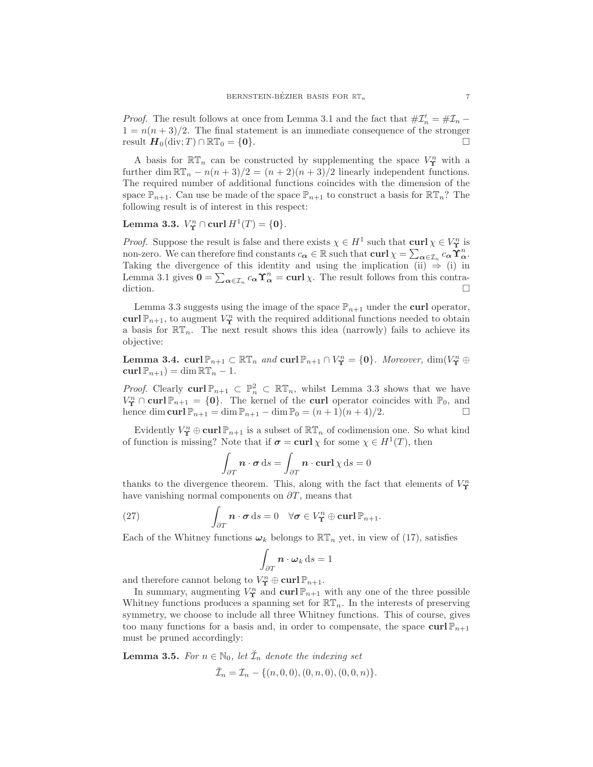*Proof.* The result follows at once from Lemma 3.1 and the fact that $\#\mathcal{I}'_n = \#\mathcal{I}_n - 1 = n(n+3)/2$. The final statement is an immediate consequence of the stronger result $\boldsymbol{H}_0(\text{div}; T) \cap \mathbb{RT}_0 = \{\mathbf{0}\}$. $\square$

A basis for $\mathbb{RT}_n$ can be constructed by supplementing the space $V^n_{\boldsymbol{\Upsilon}}$ with a further $\dim \mathbb{RT}_n - n(n+3)/2 = (n+2)(n+3)/2$ linearly independent functions. The required number of additional functions coincides with the dimension of the space $\mathbb{P}_{n+1}$. Can use be made of the space $\mathbb{P}_{n+1}$ to construct a basis for $\mathbb{RT}_n$? The following result is of interest in this respect:

**Lemma 3.3.** $V^n_{\boldsymbol{\Upsilon}} \cap \mathbf{curl}\, H^1(T) = \{\mathbf{0}\}$.

*Proof.* Suppose the result is false and there exists $\chi \in H^1$ such that $\mathbf{curl}\, \chi \in V^n_{\boldsymbol{\Upsilon}}$ is non-zero. We can therefore find constants $c_{\boldsymbol{\alpha}} \in \mathbb{R}$ such that $\mathbf{curl}\, \chi = \sum_{\boldsymbol{\alpha} \in \mathcal{I}_n} c_{\boldsymbol{\alpha}} \boldsymbol{\Upsilon}^n_{\boldsymbol{\alpha}}$. Taking the divergence of this identity and using the implication (ii) $\Rightarrow$ (i) in Lemma 3.1 gives $\mathbf{0} = \sum_{\boldsymbol{\alpha} \in \mathcal{I}_n} c_{\boldsymbol{\alpha}} \boldsymbol{\Upsilon}^n_{\boldsymbol{\alpha}} = \mathbf{curl}\, \chi$. The result follows from this contradiction. $\square$

Lemma 3.3 suggests using the image of the space $\mathbb{P}_{n+1}$ under the **curl** operator, $\mathbf{curl}\, \mathbb{P}_{n+1}$, to augment $V^n_{\boldsymbol{\Upsilon}}$ with the required additional functions needed to obtain a basis for $\mathbb{RT}_n$. The next result shows this idea (narrowly) fails to achieve its objective:

**Lemma 3.4.** $\mathbf{curl}\, \mathbb{P}_{n+1} \subset \mathbb{RT}_n$ *and* $\mathbf{curl}\, \mathbb{P}_{n+1} \cap V^n_{\boldsymbol{\Upsilon}} = \{\mathbf{0}\}$. *Moreover,* $\dim(V^n_{\boldsymbol{\Upsilon}} \oplus \mathbf{curl}\, \mathbb{P}_{n+1}) = \dim \mathbb{RT}_n - 1$.

*Proof.* Clearly $\mathbf{curl}\, \mathbb{P}_{n+1} \subset \mathbb{P}^2_n \subset \mathbb{RT}_n$, whilst Lemma 3.3 shows that we have $V^n_{\boldsymbol{\Upsilon}} \cap \mathbf{curl}\, \mathbb{P}_{n+1} = \{\mathbf{0}\}$. The kernel of the **curl** operator coincides with $\mathbb{P}_0$, and hence $\dim \mathbf{curl}\, \mathbb{P}_{n+1} = \dim \mathbb{P}_{n+1} - \dim \mathbb{P}_0 = (n+1)(n+4)/2$. $\square$

Evidently $V^n_{\boldsymbol{\Upsilon}} \oplus \mathbf{curl}\, \mathbb{P}_{n+1}$ is a subset of $\mathbb{RT}_n$ of codimension one. So what kind of function is missing? Note that if $\boldsymbol{\sigma} = \mathbf{curl}\, \chi$ for some $\chi \in H^1(T)$, then

$$\int_{\partial T} \boldsymbol{n} \cdot \boldsymbol{\sigma} \, \mathrm{d}s = \int_{\partial T} \boldsymbol{n} \cdot \mathbf{curl}\, \chi \, \mathrm{d}s = 0$$

thanks to the divergence theorem. This, along with the fact that elements of $V^n_{\boldsymbol{\Upsilon}}$ have vanishing normal components on $\partial T$, means that

$$\int_{\partial T} \boldsymbol{n} \cdot \boldsymbol{\sigma} \, \mathrm{d}s = 0 \quad \forall \boldsymbol{\sigma} \in V^n_{\boldsymbol{\Upsilon}} \oplus \mathbf{curl}\, \mathbb{P}_{n+1}. \tag{27}$$

Each of the Whitney functions $\boldsymbol{\omega}_k$ belongs to $\mathbb{RT}_n$ yet, in view of (17), satisfies

$$\int_{\partial T} \boldsymbol{n} \cdot \boldsymbol{\omega}_k \, \mathrm{d}s = 1$$

and therefore cannot belong to $V^n_{\boldsymbol{\Upsilon}} \oplus \mathbf{curl}\, \mathbb{P}_{n+1}$.

In summary, augmenting $V^n_{\boldsymbol{\Upsilon}}$ and $\mathbf{curl}\, \mathbb{P}_{n+1}$ with any one of the three possible Whitney functions produces a spanning set for $\mathbb{RT}_n$. In the interests of preserving symmetry, we choose to include all three Whitney functions. This of course, gives too many functions for a basis and, in order to compensate, the space $\mathbf{curl}\, \mathbb{P}_{n+1}$ must be pruned accordingly:

**Lemma 3.5.** *For $n \in \mathbb{N}_0$, let $\breve{\mathcal{I}}_n$ denote the indexing set*

$$\breve{\mathcal{I}}_n = \mathcal{I}_n - \{(n,0,0), (0,n,0), (0,0,n)\}.$$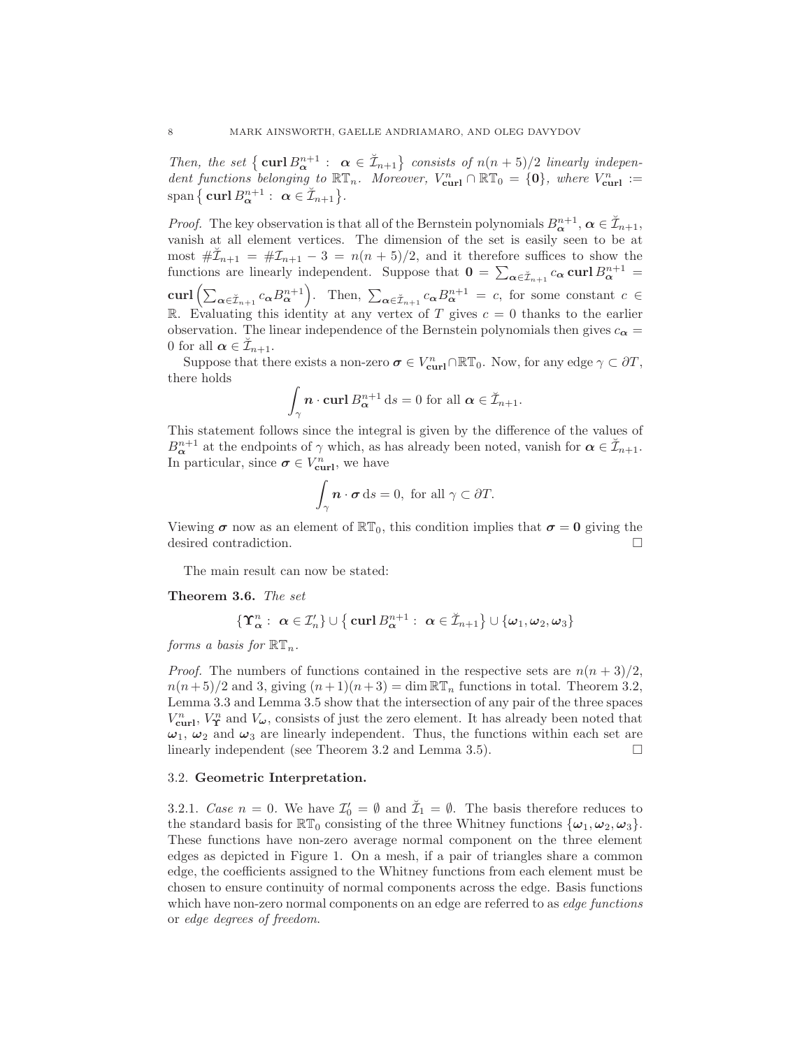*Then, the set* $\left\{ \mathbf{curl}\, B_{\boldsymbol{\alpha}}^{n+1} :\ \boldsymbol{\alpha} \in \breve{\mathcal{I}}_{n+1} \right\}$ *consists of* $n(n+5)/2$ *linearly independent functions belonging to* $\mathbb{RT}_n$*. Moreover,* $V_{\mathbf{curl}}^n \cap \mathbb{RT}_0 = \{\mathbf{0}\}$*, where* $V_{\mathbf{curl}}^n := \operatorname{span}\left\{ \mathbf{curl}\, B_{\boldsymbol{\alpha}}^{n+1} :\ \boldsymbol{\alpha} \in \breve{\mathcal{I}}_{n+1} \right\}$*.*

*Proof.* The key observation is that all of the Bernstein polynomials $B_{\boldsymbol{\alpha}}^{n+1}$, $\boldsymbol{\alpha} \in \breve{\mathcal{I}}_{n+1}$, vanish at all element vertices. The dimension of the set is easily seen to be at most $\#\breve{\mathcal{I}}_{n+1} = \#\mathcal{I}_{n+1} - 3 = n(n+5)/2$, and it therefore suffices to show the functions are linearly independent. Suppose that $\mathbf{0} = \sum_{\boldsymbol{\alpha} \in \breve{\mathcal{I}}_{n+1}} c_{\boldsymbol{\alpha}}\, \mathbf{curl}\, B_{\boldsymbol{\alpha}}^{n+1} = \mathbf{curl}\left( \sum_{\boldsymbol{\alpha} \in \breve{\mathcal{I}}_{n+1}} c_{\boldsymbol{\alpha}} B_{\boldsymbol{\alpha}}^{n+1} \right)$. Then, $\sum_{\boldsymbol{\alpha} \in \breve{\mathcal{I}}_{n+1}} c_{\boldsymbol{\alpha}} B_{\boldsymbol{\alpha}}^{n+1} = c$, for some constant $c \in \mathbb{R}$. Evaluating this identity at any vertex of $T$ gives $c = 0$ thanks to the earlier observation. The linear independence of the Bernstein polynomials then gives $c_{\boldsymbol{\alpha}} = 0$ for all $\boldsymbol{\alpha} \in \breve{\mathcal{I}}_{n+1}$.

Suppose that there exists a non-zero $\boldsymbol{\sigma} \in V_{\mathbf{curl}}^n \cap \mathbb{RT}_0$. Now, for any edge $\gamma \subset \partial T$, there holds

$$\int_\gamma \boldsymbol{n} \cdot \mathbf{curl}\, B_{\boldsymbol{\alpha}}^{n+1}\, \mathrm{d}s = 0 \text{ for all } \boldsymbol{\alpha} \in \breve{\mathcal{I}}_{n+1}.$$

This statement follows since the integral is given by the difference of the values of $B_{\boldsymbol{\alpha}}^{n+1}$ at the endpoints of $\gamma$ which, as has already been noted, vanish for $\boldsymbol{\alpha} \in \breve{\mathcal{I}}_{n+1}$. In particular, since $\boldsymbol{\sigma} \in V_{\mathbf{curl}}^n$, we have

$$\int_\gamma \boldsymbol{n} \cdot \boldsymbol{\sigma}\, \mathrm{d}s = 0, \text{ for all } \gamma \subset \partial T.$$

Viewing $\boldsymbol{\sigma}$ now as an element of $\mathbb{RT}_0$, this condition implies that $\boldsymbol{\sigma} = \mathbf{0}$ giving the desired contradiction. □

The main result can now be stated:

**Theorem 3.6.** *The set*

$$\{\boldsymbol{\Upsilon}_{\boldsymbol{\alpha}}^n :\ \boldsymbol{\alpha} \in \mathcal{I}_n'\} \cup \left\{ \mathbf{curl}\, B_{\boldsymbol{\alpha}}^{n+1} :\ \boldsymbol{\alpha} \in \breve{\mathcal{I}}_{n+1} \right\} \cup \{\boldsymbol{\omega}_1, \boldsymbol{\omega}_2, \boldsymbol{\omega}_3\}$$

*forms a basis for* $\mathbb{RT}_n$*.*

*Proof.* The numbers of functions contained in the respective sets are $n(n+3)/2$, $n(n+5)/2$ and 3, giving $(n+1)(n+3) = \dim \mathbb{RT}_n$ functions in total. Theorem 3.2, Lemma 3.3 and Lemma 3.5 show that the intersection of any pair of the three spaces $V_{\mathbf{curl}}^n$, $V_{\boldsymbol{\Upsilon}}^n$ and $V_{\boldsymbol{\omega}}$, consists of just the zero element. It has already been noted that $\boldsymbol{\omega}_1$, $\boldsymbol{\omega}_2$ and $\boldsymbol{\omega}_3$ are linearly independent. Thus, the functions within each set are linearly independent (see Theorem 3.2 and Lemma 3.5). □

### 3.2. Geometric Interpretation.

3.2.1. *Case* $n = 0$. We have $\mathcal{I}_0' = \emptyset$ and $\breve{\mathcal{I}}_1 = \emptyset$. The basis therefore reduces to the standard basis for $\mathbb{RT}_0$ consisting of the three Whitney functions $\{\boldsymbol{\omega}_1, \boldsymbol{\omega}_2, \boldsymbol{\omega}_3\}$. These functions have non-zero average normal component on the three element edges as depicted in Figure 1. On a mesh, if a pair of triangles share a common edge, the coefficients assigned to the Whitney functions from each element must be chosen to ensure continuity of normal components across the edge. Basis functions which have non-zero normal components on an edge are referred to as *edge functions* or *edge degrees of freedom*.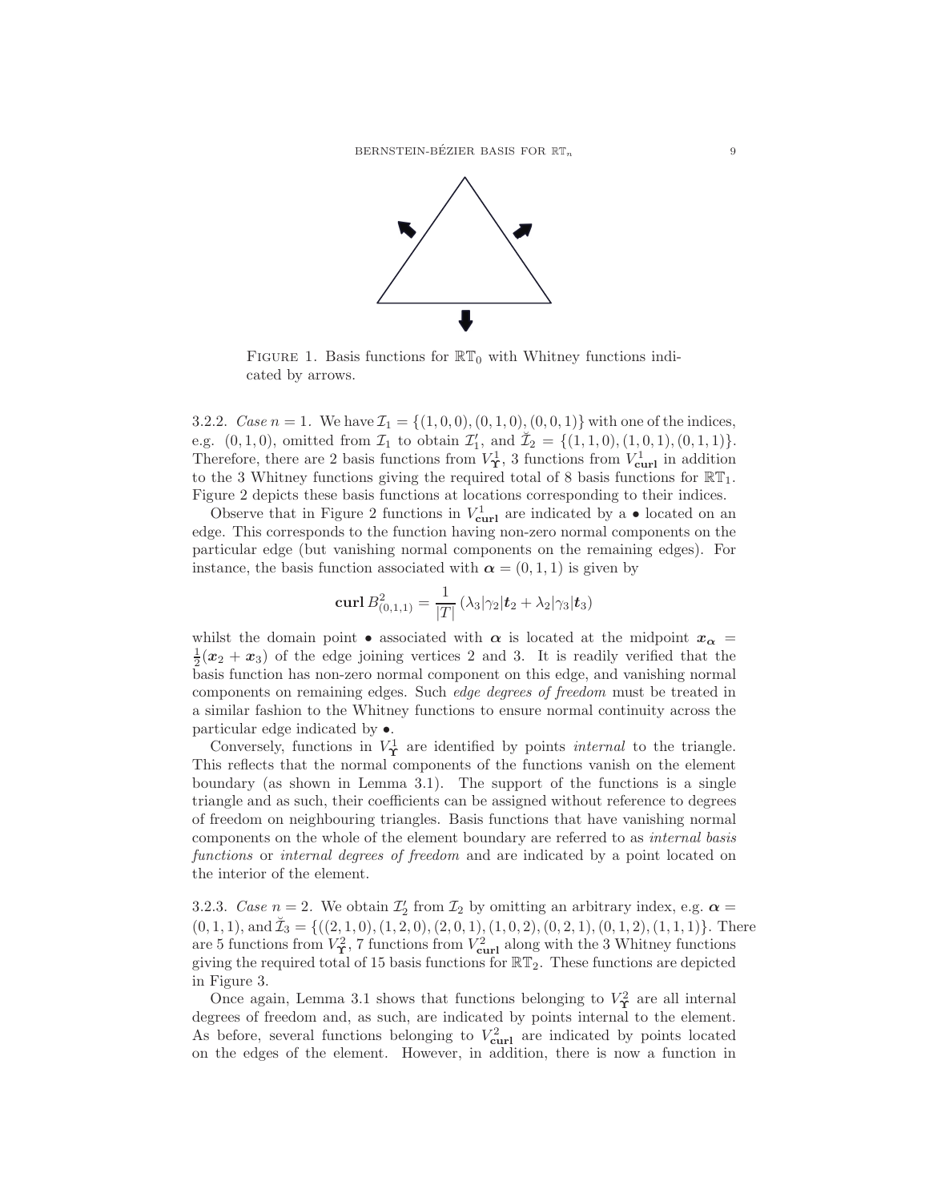FIGURE 1. Basis functions for $\mathbb{RT}_0$ with Whitney functions indicated by arrows.

3.2.2. *Case* $n = 1$. We have $\mathcal{I}_1 = \{(1,0,0),(0,1,0),(0,0,1)\}$ with one of the indices, e.g. $(0,1,0)$, omitted from $\mathcal{I}_1$ to obtain $\mathcal{I}_1'$, and $\breve{\mathcal{I}}_2 = \{(1,1,0),(1,0,1),(0,1,1)\}$. Therefore, there are 2 basis functions from $V^1_{\boldsymbol{\Upsilon}}$, 3 functions from $V^1_{\mathbf{curl}}$ in addition to the 3 Whitney functions giving the required total of 8 basis functions for $\mathbb{RT}_1$. Figure 2 depicts these basis functions at locations corresponding to their indices.

Observe that in Figure 2 functions in $V^1_{\mathbf{curl}}$ are indicated by a $\bullet$ located on an edge. This corresponds to the function having non-zero normal components on the particular edge (but vanishing normal components on the remaining edges). For instance, the basis function associated with $\boldsymbol{\alpha} = (0,1,1)$ is given by

$$\mathbf{curl}\, B^2_{(0,1,1)} = \frac{1}{|T|}\left(\lambda_3|\gamma_2|\boldsymbol{t}_2 + \lambda_2|\gamma_3|\boldsymbol{t}_3\right)$$

whilst the domain point $\bullet$ associated with $\boldsymbol{\alpha}$ is located at the midpoint $\boldsymbol{x}_{\boldsymbol{\alpha}} = \frac{1}{2}(\boldsymbol{x}_2 + \boldsymbol{x}_3)$ of the edge joining vertices 2 and 3. It is readily verified that the basis function has non-zero normal component on this edge, and vanishing normal components on remaining edges. Such *edge degrees of freedom* must be treated in a similar fashion to the Whitney functions to ensure normal continuity across the particular edge indicated by $\bullet$.

Conversely, functions in $V^1_{\boldsymbol{\Upsilon}}$ are identified by points *internal* to the triangle. This reflects that the normal components of the functions vanish on the element boundary (as shown in Lemma 3.1). The support of the functions is a single triangle and as such, their coefficients can be assigned without reference to degrees of freedom on neighbouring triangles. Basis functions that have vanishing normal components on the whole of the element boundary are referred to as *internal basis functions* or *internal degrees of freedom* and are indicated by a point located on the interior of the element.

3.2.3. *Case* $n = 2$. We obtain $\mathcal{I}_2'$ from $\mathcal{I}_2$ by omitting an arbitrary index, e.g. $\boldsymbol{\alpha} = (0,1,1)$, and $\breve{\mathcal{I}}_3 = \{(2,1,0),(1,2,0),(2,0,1),(1,0,2),(0,2,1),(0,1,2),(1,1,1)\}$. There are 5 functions from $V^2_{\boldsymbol{\Upsilon}}$, 7 functions from $V^2_{\mathbf{curl}}$ along with the 3 Whitney functions giving the required total of 15 basis functions for $\mathbb{RT}_2$. These functions are depicted in Figure 3.

Once again, Lemma 3.1 shows that functions belonging to $V^2_{\boldsymbol{\Upsilon}}$ are all internal degrees of freedom and, as such, are indicated by points internal to the element. As before, several functions belonging to $V^2_{\mathbf{curl}}$ are indicated by points located on the edges of the element. However, in addition, there is now a function in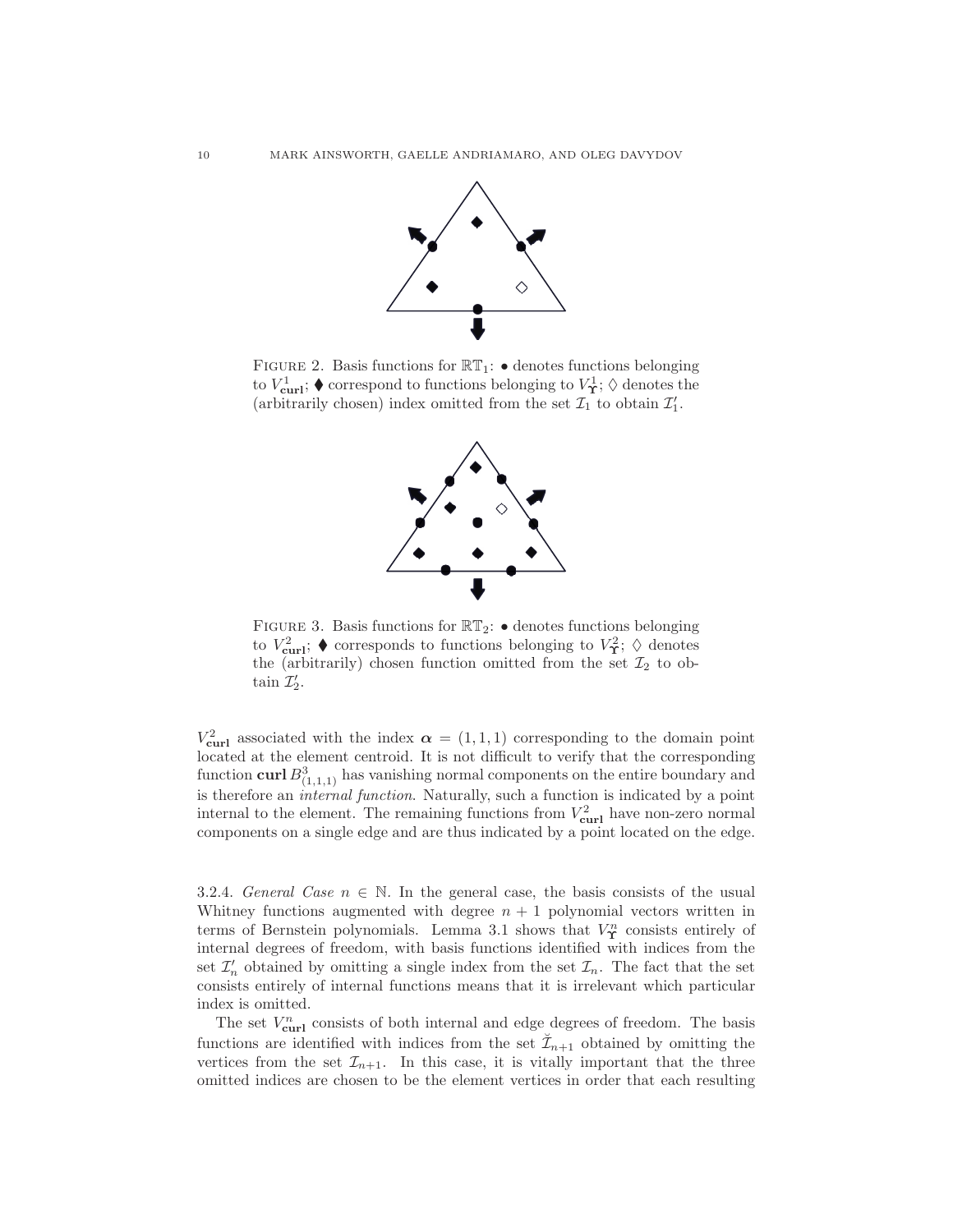FIGURE 2. Basis functions for $\mathbb{RT}_1$: $\bullet$ denotes functions belonging to $V^1_{\mathbf{curl}}$; $\blacklozenge$ correspond to functions belonging to $V^1_{\boldsymbol{\Upsilon}}$; $\lozenge$ denotes the (arbitrarily chosen) index omitted from the set $\mathcal{I}_1$ to obtain $\mathcal{I}'_1$.

FIGURE 3. Basis functions for $\mathbb{RT}_2$: $\bullet$ denotes functions belonging to $V^2_{\mathbf{curl}}$; $\blacklozenge$ corresponds to functions belonging to $V^2_{\boldsymbol{\Upsilon}}$; $\lozenge$ denotes the (arbitrarily) chosen function omitted from the set $\mathcal{I}_2$ to obtain $\mathcal{I}'_2$.

$V^2_{\mathbf{curl}}$ associated with the index $\boldsymbol{\alpha} = (1,1,1)$ corresponding to the domain point located at the element centroid. It is not difficult to verify that the corresponding function $\mathbf{curl}\, B^3_{(1,1,1)}$ has vanishing normal components on the entire boundary and is therefore an *internal function*. Naturally, such a function is indicated by a point internal to the element. The remaining functions from $V^2_{\mathbf{curl}}$ have non-zero normal components on a single edge and are thus indicated by a point located on the edge.

3.2.4. *General Case* $n \in \mathbb{N}$. In the general case, the basis consists of the usual Whitney functions augmented with degree $n+1$ polynomial vectors written in terms of Bernstein polynomials. Lemma 3.1 shows that $V^n_{\boldsymbol{\Upsilon}}$ consists entirely of internal degrees of freedom, with basis functions identified with indices from the set $\mathcal{I}'_n$ obtained by omitting a single index from the set $\mathcal{I}_n$. The fact that the set consists entirely of internal functions means that it is irrelevant which particular index is omitted.

The set $V^n_{\mathbf{curl}}$ consists of both internal and edge degrees of freedom. The basis functions are identified with indices from the set $\breve{\mathcal{I}}_{n+1}$ obtained by omitting the vertices from the set $\mathcal{I}_{n+1}$. In this case, it is vitally important that the three omitted indices are chosen to be the element vertices in order that each resulting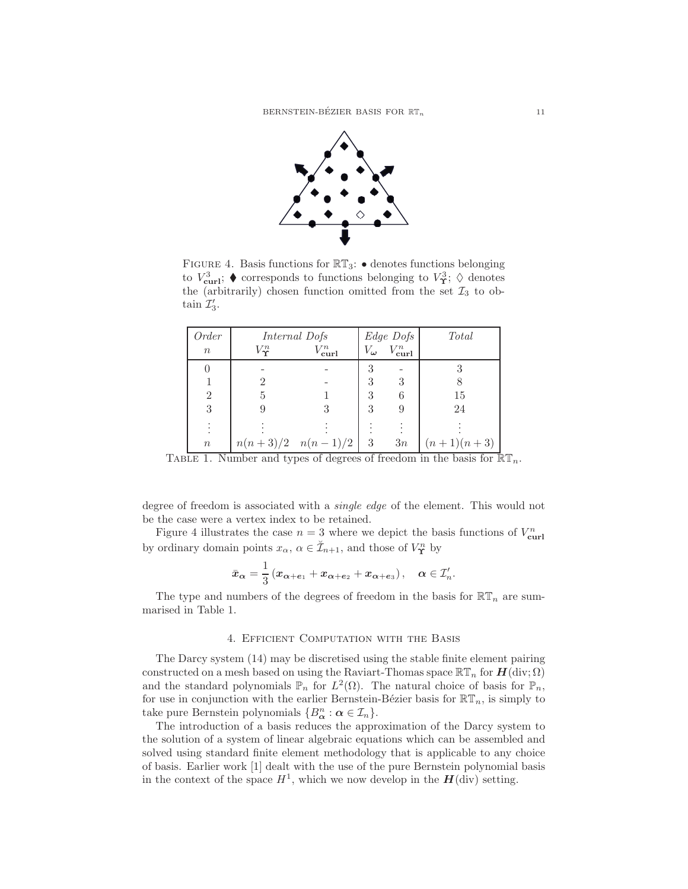FIGURE 4. Basis functions for $\mathbb{RT}_3$: $\bullet$ denotes functions belonging to $V^3_{\mathbf{curl}}$; $\blacklozenge$ corresponds to functions belonging to $V^3_{\boldsymbol{\Upsilon}}$; $\lozenge$ denotes the (arbitrarily) chosen function omitted from the set $\mathcal{I}_3$ to obtain $\mathcal{I}'_3$.

| *Order* | *Internal Dofs* | | *Edge Dofs* | | *Total* |
|---|---|---|---|---|---|
| $n$ | $V^n_{\boldsymbol{\Upsilon}}$ | $V^n_{\mathbf{curl}}$ | $V_{\boldsymbol{\omega}}$ | $V^n_{\mathbf{curl}}$ | |
| 0 | - | - | 3 | - | 3 |
| 1 | 2 | - | 3 | 3 | 8 |
| 2 | 5 | 1 | 3 | 6 | 15 |
| 3 | 9 | 3 | 3 | 9 | 24 |
| $\vdots$ | $\vdots$ | $\vdots$ | $\vdots$ | $\vdots$ | $\vdots$ |
| $n$ | $n(n+3)/2$ | $n(n-1)/2$ | 3 | $3n$ | $(n+1)(n+3)$ |

TABLE 1. Number and types of degrees of freedom in the basis for $\mathbb{RT}_n$.

degree of freedom is associated with a *single edge* of the element. This would not be the case were a vertex index to be retained.

Figure 4 illustrates the case $n = 3$ where we depict the basis functions of $V^n_{\mathbf{curl}}$ by ordinary domain points $x_\alpha$, $\alpha \in \breve{\mathcal{I}}_{n+1}$, and those of $V^n_{\boldsymbol{\Upsilon}}$ by

$$\bar{\boldsymbol{x}}_{\boldsymbol{\alpha}} = \frac{1}{3}\left(\boldsymbol{x}_{\boldsymbol{\alpha}+\boldsymbol{e}_1} + \boldsymbol{x}_{\boldsymbol{\alpha}+\boldsymbol{e}_2} + \boldsymbol{x}_{\boldsymbol{\alpha}+\boldsymbol{e}_3}\right), \quad \boldsymbol{\alpha} \in \mathcal{I}'_n.$$

The type and numbers of the degrees of freedom in the basis for $\mathbb{RT}_n$ are summarised in Table 1.

## 4. Efficient Computation with the Basis

The Darcy system (14) may be discretised using the stable finite element pairing constructed on a mesh based on using the Raviart-Thomas space $\mathbb{RT}_n$ for $\boldsymbol{H}(\mathrm{div};\Omega)$ and the standard polynomials $\mathbb{P}_n$ for $L^2(\Omega)$. The natural choice of basis for $\mathbb{P}_n$, for use in conjunction with the earlier Bernstein-Bézier basis for $\mathbb{RT}_n$, is simply to take pure Bernstein polynomials $\{B^n_{\boldsymbol{\alpha}} : \boldsymbol{\alpha} \in \mathcal{I}_n\}$.

The introduction of a basis reduces the approximation of the Darcy system to the solution of a system of linear algebraic equations which can be assembled and solved using standard finite element methodology that is applicable to any choice of basis. Earlier work [1] dealt with the use of the pure Bernstein polynomial basis in the context of the space $H^1$, which we now develop in the $\boldsymbol{H}(\mathrm{div})$ setting.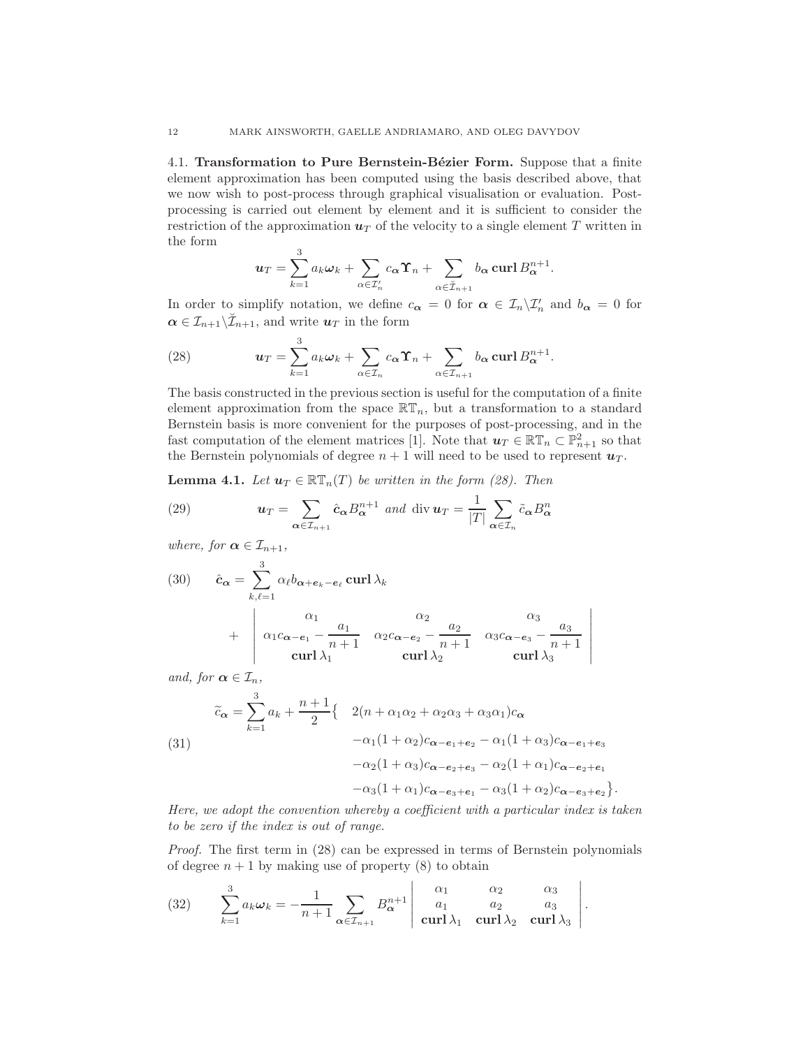### 4.1. Transformation to Pure Bernstein-Bézier Form.

Suppose that a finite element approximation has been computed using the basis described above, that we now wish to post-process through graphical visualisation or evaluation. Post-processing is carried out element by element and it is sufficient to consider the restriction of the approximation $\boldsymbol{u}_T$ of the velocity to a single element $T$ written in the form

$$\boldsymbol{u}_T = \sum_{k=1}^{3} a_k \boldsymbol{\omega}_k + \sum_{\alpha \in \mathcal{I}'_n} c_{\boldsymbol{\alpha}} \boldsymbol{\Upsilon}_n + \sum_{\alpha \in \breve{\mathcal{I}}_{n+1}} b_{\boldsymbol{\alpha}} \,\mathbf{curl}\, B_{\boldsymbol{\alpha}}^{n+1}.$$

In order to simplify notation, we define $c_{\boldsymbol{\alpha}} = 0$ for $\boldsymbol{\alpha} \in \mathcal{I}_n \backslash \mathcal{I}'_n$ and $b_{\boldsymbol{\alpha}} = 0$ for $\boldsymbol{\alpha} \in \mathcal{I}_{n+1} \backslash \breve{\mathcal{I}}_{n+1}$, and write $\boldsymbol{u}_T$ in the form

$$\boldsymbol{u}_T = \sum_{k=1}^{3} a_k \boldsymbol{\omega}_k + \sum_{\alpha \in \mathcal{I}_n} c_{\boldsymbol{\alpha}} \boldsymbol{\Upsilon}_n + \sum_{\alpha \in \mathcal{I}_{n+1}} b_{\boldsymbol{\alpha}} \,\mathbf{curl}\, B_{\boldsymbol{\alpha}}^{n+1}. \tag{28}$$

The basis constructed in the previous section is useful for the computation of a finite element approximation from the space $\mathbb{RT}_n$, but a transformation to a standard Bernstein basis is more convenient for the purposes of post-processing, and in the fast computation of the element matrices [1]. Note that $\boldsymbol{u}_T \in \mathbb{RT}_n \subset \mathbb{P}^2_{n+1}$ so that the Bernstein polynomials of degree $n+1$ will need to be used to represent $\boldsymbol{u}_T$.

**Lemma 4.1.** *Let $\boldsymbol{u}_T \in \mathbb{RT}_n(T)$ be written in the form (28). Then*

$$\boldsymbol{u}_T = \sum_{\boldsymbol{\alpha} \in \mathcal{I}_{n+1}} \hat{\boldsymbol{c}}_{\boldsymbol{\alpha}} B_{\boldsymbol{\alpha}}^{n+1} \text{ and } \operatorname{div} \boldsymbol{u}_T = \frac{1}{|T|} \sum_{\boldsymbol{\alpha} \in \mathcal{I}_n} \tilde{c}_{\boldsymbol{\alpha}} B_{\boldsymbol{\alpha}}^{n} \tag{29}$$

*where, for $\boldsymbol{\alpha} \in \mathcal{I}_{n+1}$,*

$$\hat{\boldsymbol{c}}_{\boldsymbol{\alpha}} = \sum_{k,\ell=1}^{3} \alpha_\ell b_{\boldsymbol{\alpha}+\boldsymbol{e}_k-\boldsymbol{e}_\ell} \,\mathbf{curl}\, \lambda_k + \begin{vmatrix} \alpha_1 & \alpha_2 & \alpha_3 \\ \alpha_1 c_{\boldsymbol{\alpha}-\boldsymbol{e}_1} - \dfrac{a_1}{n+1} & \alpha_2 c_{\boldsymbol{\alpha}-\boldsymbol{e}_2} - \dfrac{a_2}{n+1} & \alpha_3 c_{\boldsymbol{\alpha}-\boldsymbol{e}_3} - \dfrac{a_3}{n+1} \\ \mathbf{curl}\, \lambda_1 & \mathbf{curl}\, \lambda_2 & \mathbf{curl}\, \lambda_3 \end{vmatrix} \tag{30}$$

*and, for $\boldsymbol{\alpha} \in \mathcal{I}_n$,*

$$\begin{aligned}
\widetilde{c}_{\boldsymbol{\alpha}} = \sum_{k=1}^{3} a_k + \frac{n+1}{2} \big\{ \quad & 2(n + \alpha_1\alpha_2 + \alpha_2\alpha_3 + \alpha_3\alpha_1) c_{\boldsymbol{\alpha}} \\
& - \alpha_1(1+\alpha_2) c_{\boldsymbol{\alpha}-\boldsymbol{e}_1+\boldsymbol{e}_2} - \alpha_1(1+\alpha_3) c_{\boldsymbol{\alpha}-\boldsymbol{e}_1+\boldsymbol{e}_3} \\
& - \alpha_2(1+\alpha_3) c_{\boldsymbol{\alpha}-\boldsymbol{e}_2+\boldsymbol{e}_3} - \alpha_2(1+\alpha_1) c_{\boldsymbol{\alpha}-\boldsymbol{e}_2+\boldsymbol{e}_1} \\
& - \alpha_3(1+\alpha_1) c_{\boldsymbol{\alpha}-\boldsymbol{e}_3+\boldsymbol{e}_1} - \alpha_3(1+\alpha_2) c_{\boldsymbol{\alpha}-\boldsymbol{e}_3+\boldsymbol{e}_2} \big\}.
\end{aligned} \tag{31}$$

*Here, we adopt the convention whereby a coefficient with a particular index is taken to be zero if the index is out of range.*

*Proof.* The first term in (28) can be expressed in terms of Bernstein polynomials of degree $n+1$ by making use of property (8) to obtain

$$\sum_{k=1}^{3} a_k \boldsymbol{\omega}_k = -\frac{1}{n+1} \sum_{\boldsymbol{\alpha} \in \mathcal{I}_{n+1}} B_{\boldsymbol{\alpha}}^{n+1} \begin{vmatrix} \alpha_1 & \alpha_2 & \alpha_3 \\ a_1 & a_2 & a_3 \\ \mathbf{curl}\, \lambda_1 & \mathbf{curl}\, \lambda_2 & \mathbf{curl}\, \lambda_3 \end{vmatrix}. \tag{32}$$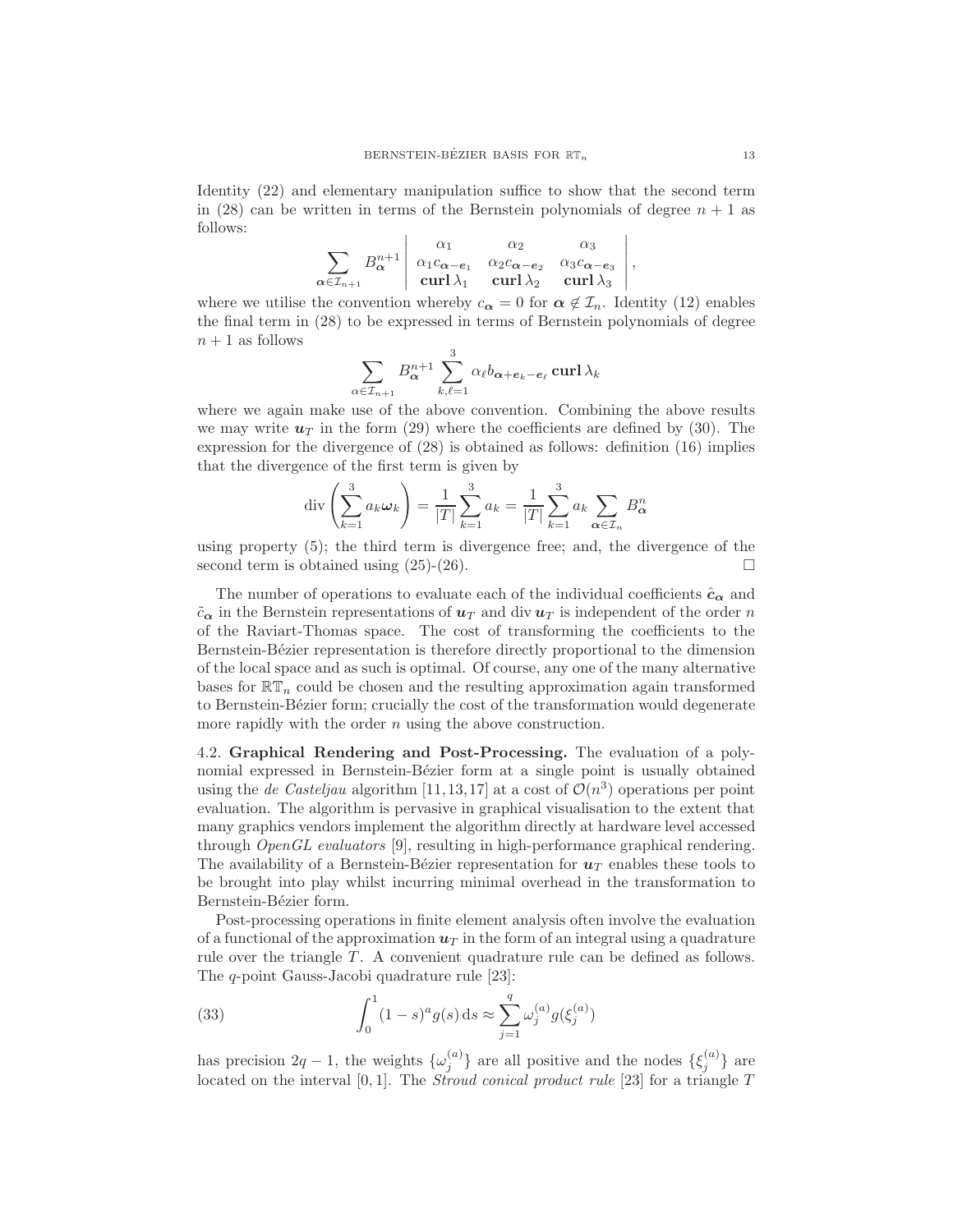Identity (22) and elementary manipulation suffice to show that the second term in (28) can be written in terms of the Bernstein polynomials of degree $n+1$ as follows:

$$\sum_{\boldsymbol{\alpha}\in\mathcal{I}_{n+1}} B^{n+1}_{\boldsymbol{\alpha}} \begin{vmatrix} \alpha_1 & \alpha_2 & \alpha_3 \\ \alpha_1 c_{\boldsymbol{\alpha}-\boldsymbol{e}_1} & \alpha_2 c_{\boldsymbol{\alpha}-\boldsymbol{e}_2} & \alpha_3 c_{\boldsymbol{\alpha}-\boldsymbol{e}_3} \\ \mathbf{curl}\,\lambda_1 & \mathbf{curl}\,\lambda_2 & \mathbf{curl}\,\lambda_3 \end{vmatrix},$$

where we utilise the convention whereby $c_{\boldsymbol{\alpha}} = 0$ for $\boldsymbol{\alpha} \notin \mathcal{I}_n$. Identity (12) enables the final term in (28) to be expressed in terms of Bernstein polynomials of degree $n+1$ as follows

$$\sum_{\alpha\in\mathcal{I}_{n+1}} B^{n+1}_{\boldsymbol{\alpha}} \sum_{k,\ell=1}^{3} \alpha_\ell b_{\boldsymbol{\alpha}+\boldsymbol{e}_k-\boldsymbol{e}_\ell}\,\mathbf{curl}\,\lambda_k$$

where we again make use of the above convention. Combining the above results we may write $\boldsymbol{u}_T$ in the form (29) where the coefficients are defined by (30). The expression for the divergence of (28) is obtained as follows: definition (16) implies that the divergence of the first term is given by

$$\operatorname{div}\left(\sum_{k=1}^{3} a_k \boldsymbol{\omega}_k\right) = \frac{1}{|T|}\sum_{k=1}^{3} a_k = \frac{1}{|T|}\sum_{k=1}^{3} a_k \sum_{\boldsymbol{\alpha}\in\mathcal{I}_n} B^n_{\boldsymbol{\alpha}}$$

using property (5); the third term is divergence free; and, the divergence of the second term is obtained using (25)-(26). ☐

The number of operations to evaluate each of the individual coefficients $\hat{\boldsymbol{c}}_{\boldsymbol{\alpha}}$ and $\tilde{c}_{\boldsymbol{\alpha}}$ in the Bernstein representations of $\boldsymbol{u}_T$ and $\operatorname{div}\boldsymbol{u}_T$ is independent of the order $n$ of the Raviart-Thomas space. The cost of transforming the coefficients to the Bernstein-Bézier representation is therefore directly proportional to the dimension of the local space and as such is optimal. Of course, any one of the many alternative bases for $\mathbb{RT}_n$ could be chosen and the resulting approximation again transformed to Bernstein-Bézier form; crucially the cost of the transformation would degenerate more rapidly with the order $n$ using the above construction.

**4.2. Graphical Rendering and Post-Processing.** The evaluation of a polynomial expressed in Bernstein-Bézier form at a single point is usually obtained using the *de Casteljau* algorithm [11,13,17] at a cost of $\mathcal{O}(n^3)$ operations per point evaluation. The algorithm is pervasive in graphical visualisation to the extent that many graphics vendors implement the algorithm directly at hardware level accessed through *OpenGL evaluators* [9], resulting in high-performance graphical rendering. The availability of a Bernstein-Bézier representation for $\boldsymbol{u}_T$ enables these tools to be brought into play whilst incurring minimal overhead in the transformation to Bernstein-Bézier form.

Post-processing operations in finite element analysis often involve the evaluation of a functional of the approximation $\boldsymbol{u}_T$ in the form of an integral using a quadrature rule over the triangle $T$. A convenient quadrature rule can be defined as follows. The $q$-point Gauss-Jacobi quadrature rule [23]:

$$\int_0^1 (1-s)^a g(s)\,\mathrm{d}s \approx \sum_{j=1}^{q} \omega_j^{(a)} g(\xi_j^{(a)}) \tag{33}$$

has precision $2q-1$, the weights $\{\omega_j^{(a)}\}$ are all positive and the nodes $\{\xi_j^{(a)}\}$ are located on the interval $[0,1]$. The *Stroud conical product rule* [23] for a triangle $T$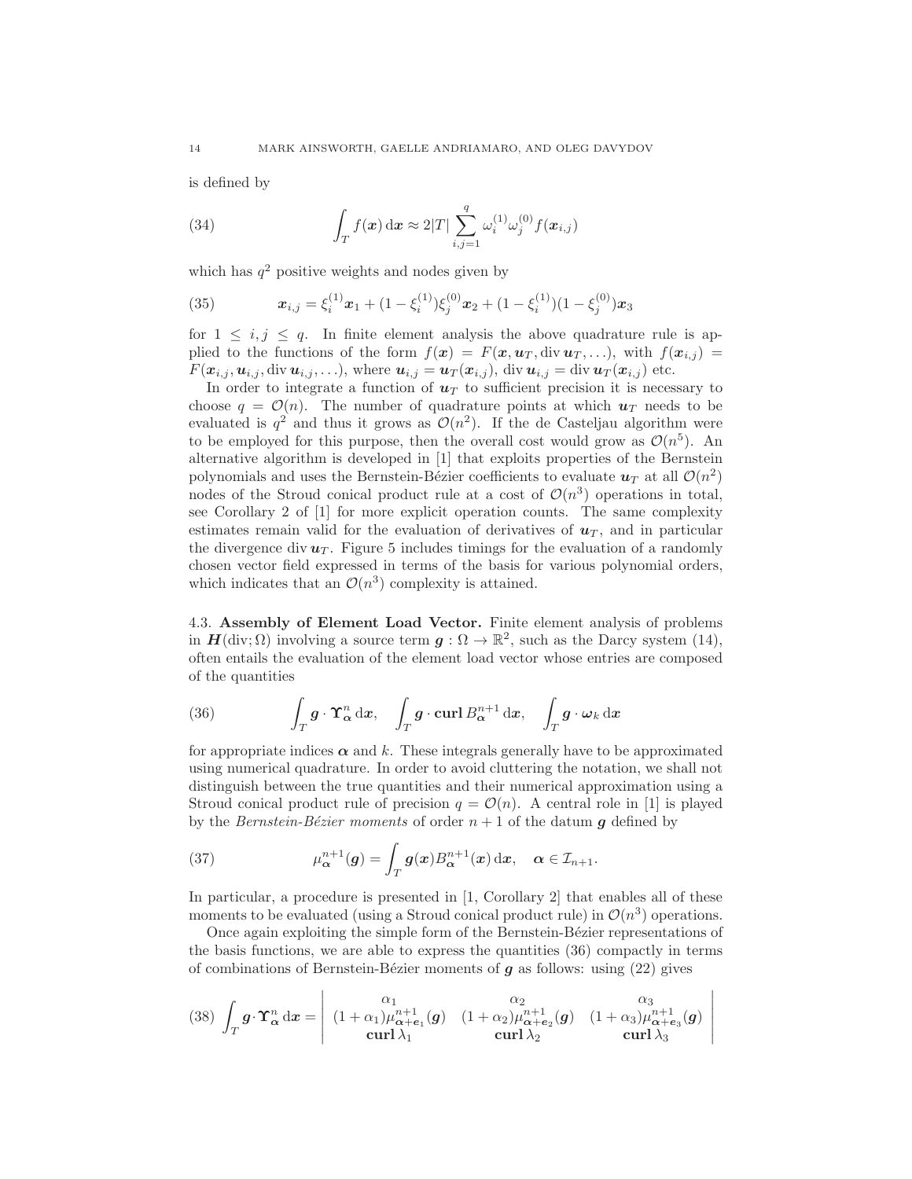is defined by

$$\int_T f(\boldsymbol{x})\,\mathrm{d}\boldsymbol{x} \approx 2|T| \sum_{i,j=1}^{q} \omega_i^{(1)} \omega_j^{(0)} f(\boldsymbol{x}_{i,j}) \tag{34}$$

which has $q^2$ positive weights and nodes given by

$$\boldsymbol{x}_{i,j} = \xi_i^{(1)} \boldsymbol{x}_1 + (1-\xi_i^{(1)})\xi_j^{(0)} \boldsymbol{x}_2 + (1-\xi_i^{(1)})(1-\xi_j^{(0)})\boldsymbol{x}_3 \tag{35}$$

for $1 \leq i,j \leq q$. In finite element analysis the above quadrature rule is applied to the functions of the form $f(\boldsymbol{x}) = F(\boldsymbol{x}, \boldsymbol{u}_T, \operatorname{div} \boldsymbol{u}_T, \ldots)$, with $f(\boldsymbol{x}_{i,j}) = F(\boldsymbol{x}_{i,j}, \boldsymbol{u}_{i,j}, \operatorname{div} \boldsymbol{u}_{i,j}, \ldots)$, where $\boldsymbol{u}_{i,j} = \boldsymbol{u}_T(\boldsymbol{x}_{i,j})$, $\operatorname{div} \boldsymbol{u}_{i,j} = \operatorname{div} \boldsymbol{u}_T(\boldsymbol{x}_{i,j})$ etc.

In order to integrate a function of $\boldsymbol{u}_T$ to sufficient precision it is necessary to choose $q = \mathcal{O}(n)$. The number of quadrature points at which $\boldsymbol{u}_T$ needs to be evaluated is $q^2$ and thus it grows as $\mathcal{O}(n^2)$. If the de Casteljau algorithm were to be employed for this purpose, then the overall cost would grow as $\mathcal{O}(n^5)$. An alternative algorithm is developed in [1] that exploits properties of the Bernstein polynomials and uses the Bernstein-Bézier coefficients to evaluate $\boldsymbol{u}_T$ at all $\mathcal{O}(n^2)$ nodes of the Stroud conical product rule at a cost of $\mathcal{O}(n^3)$ operations in total, see Corollary 2 of [1] for more explicit operation counts. The same complexity estimates remain valid for the evaluation of derivatives of $\boldsymbol{u}_T$, and in particular the divergence $\operatorname{div} \boldsymbol{u}_T$. Figure 5 includes timings for the evaluation of a randomly chosen vector field expressed in terms of the basis for various polynomial orders, which indicates that an $\mathcal{O}(n^3)$ complexity is attained.

4.3. **Assembly of Element Load Vector.** Finite element analysis of problems in $\boldsymbol{H}(\operatorname{div};\Omega)$ involving a source term $\boldsymbol{g}: \Omega \to \mathbb{R}^2$, such as the Darcy system (14), often entails the evaluation of the element load vector whose entries are composed of the quantities

$$\int_T \boldsymbol{g} \cdot \boldsymbol{\Upsilon}_{\boldsymbol{\alpha}}^n \,\mathrm{d}\boldsymbol{x}, \quad \int_T \boldsymbol{g} \cdot \mathbf{curl}\, B_{\boldsymbol{\alpha}}^{n+1} \,\mathrm{d}\boldsymbol{x}, \quad \int_T \boldsymbol{g} \cdot \boldsymbol{\omega}_k \,\mathrm{d}\boldsymbol{x} \tag{36}$$

for appropriate indices $\boldsymbol{\alpha}$ and $k$. These integrals generally have to be approximated using numerical quadrature. In order to avoid cluttering the notation, we shall not distinguish between the true quantities and their numerical approximation using a Stroud conical product rule of precision $q = \mathcal{O}(n)$. A central role in [1] is played by the *Bernstein-Bézier moments* of order $n+1$ of the datum $\boldsymbol{g}$ defined by

$$\mu_{\boldsymbol{\alpha}}^{n+1}(\boldsymbol{g}) = \int_T \boldsymbol{g}(\boldsymbol{x}) B_{\boldsymbol{\alpha}}^{n+1}(\boldsymbol{x}) \,\mathrm{d}\boldsymbol{x}, \quad \boldsymbol{\alpha} \in \mathcal{I}_{n+1}. \tag{37}$$

In particular, a procedure is presented in [1, Corollary 2] that enables all of these moments to be evaluated (using a Stroud conical product rule) in $\mathcal{O}(n^3)$ operations.

Once again exploiting the simple form of the Bernstein-Bézier representations of the basis functions, we are able to express the quantities (36) compactly in terms of combinations of Bernstein-Bézier moments of $\boldsymbol{g}$ as follows: using (22) gives

$$\int_T \boldsymbol{g} \cdot \boldsymbol{\Upsilon}_{\boldsymbol{\alpha}}^n \,\mathrm{d}\boldsymbol{x} = \begin{vmatrix} \alpha_1 & \alpha_2 & \alpha_3 \\ (1+\alpha_1)\mu_{\boldsymbol{\alpha}+\boldsymbol{e}_1}^{n+1}(\boldsymbol{g}) & (1+\alpha_2)\mu_{\boldsymbol{\alpha}+\boldsymbol{e}_2}^{n+1}(\boldsymbol{g}) & (1+\alpha_3)\mu_{\boldsymbol{\alpha}+\boldsymbol{e}_3}^{n+1}(\boldsymbol{g}) \\ \mathbf{curl}\,\lambda_1 & \mathbf{curl}\,\lambda_2 & \mathbf{curl}\,\lambda_3 \end{vmatrix} \tag{38}$$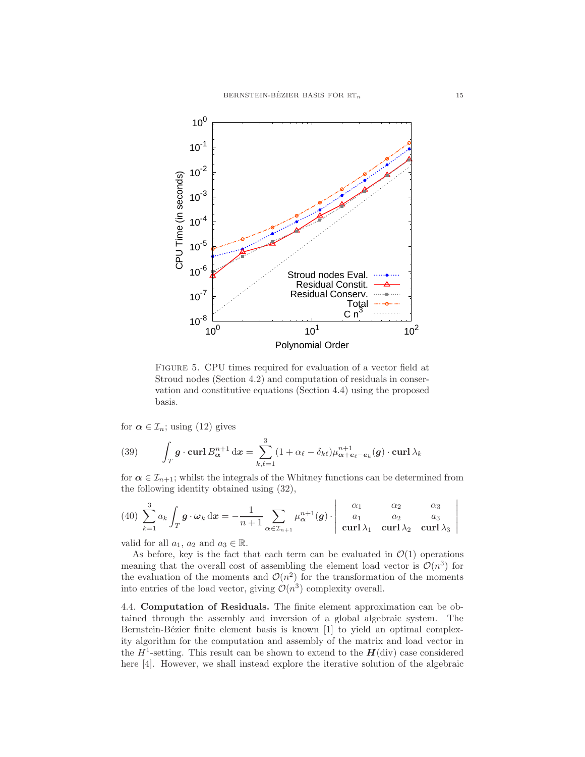FIGURE 5. CPU times required for evaluation of a vector field at Stroud nodes (Section 4.2) and computation of residuals in conservation and constitutive equations (Section 4.4) using the proposed basis.

for $\boldsymbol{\alpha} \in \mathcal{I}_n$; using (12) gives

$$\int_T \boldsymbol{g} \cdot \mathbf{curl}\, B_{\boldsymbol{\alpha}}^{n+1}\, \mathrm{d}\boldsymbol{x} = \sum_{k,\ell=1}^{3} (1 + \alpha_\ell - \delta_{k\ell}) \mu_{\boldsymbol{\alpha}+\boldsymbol{e}_\ell-\boldsymbol{e}_k}^{n+1}(\boldsymbol{g}) \cdot \mathbf{curl}\, \lambda_k \tag{39}$$

for $\boldsymbol{\alpha} \in \mathcal{I}_{n+1}$; whilst the integrals of the Whitney functions can be determined from the following identity obtained using (32),

$$\sum_{k=1}^{3} a_k \int_T \boldsymbol{g} \cdot \boldsymbol{\omega}_k \, \mathrm{d}\boldsymbol{x} = -\frac{1}{n+1} \sum_{\boldsymbol{\alpha} \in \mathcal{I}_{n+1}} \mu_{\boldsymbol{\alpha}}^{n+1}(\boldsymbol{g}) \cdot \begin{vmatrix} \alpha_1 & \alpha_2 & \alpha_3 \\ a_1 & a_2 & a_3 \\ \mathbf{curl}\, \lambda_1 & \mathbf{curl}\, \lambda_2 & \mathbf{curl}\, \lambda_3 \end{vmatrix} \tag{40}$$

valid for all $a_1$, $a_2$ and $a_3 \in \mathbb{R}$.

As before, key is the fact that each term can be evaluated in $\mathcal{O}(1)$ operations meaning that the overall cost of assembling the element load vector is $\mathcal{O}(n^3)$ for the evaluation of the moments and $\mathcal{O}(n^2)$ for the transformation of the moments into entries of the load vector, giving $\mathcal{O}(n^3)$ complexity overall.

4.4. **Computation of Residuals.** The finite element approximation can be obtained through the assembly and inversion of a global algebraic system. The Bernstein-Bézier finite element basis is known [1] to yield an optimal complexity algorithm for the computation and assembly of the matrix and load vector in the $H^1$-setting. This result can be shown to extend to the $\boldsymbol{H}(\mathrm{div})$ case considered here [4]. However, we shall instead explore the iterative solution of the algebraic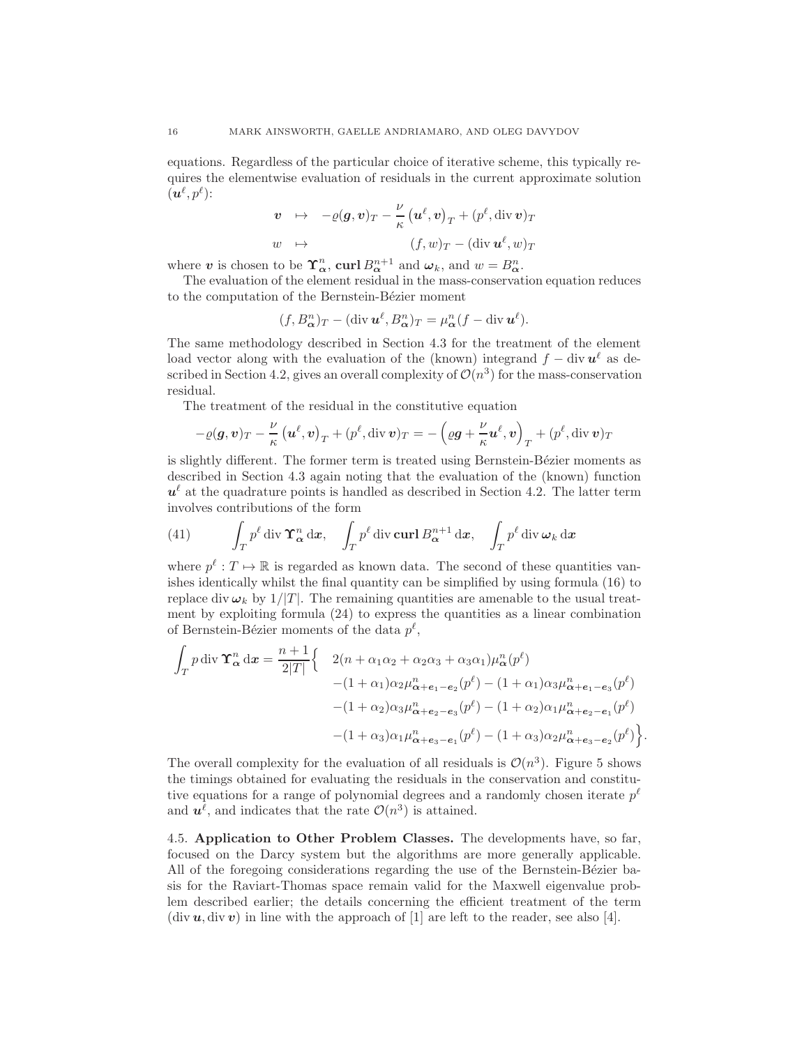equations. Regardless of the particular choice of iterative scheme, this typically requires the elementwise evaluation of residuals in the current approximate solution $(\boldsymbol{u}^\ell, p^\ell)$:

$$
\begin{aligned}
\boldsymbol{v} \quad &\mapsto \quad -\varrho(\boldsymbol{g}, \boldsymbol{v})_T - \frac{\nu}{\kappa}\left(\boldsymbol{u}^\ell, \boldsymbol{v}\right)_T + (p^\ell, \operatorname{div} \boldsymbol{v})_T \\
w \quad &\mapsto \quad (f, w)_T - (\operatorname{div} \boldsymbol{u}^\ell, w)_T
\end{aligned}
$$

where $\boldsymbol{v}$ is chosen to be $\boldsymbol{\Upsilon}^n_{\boldsymbol{\alpha}}$, $\mathbf{curl}\, B^{n+1}_{\boldsymbol{\alpha}}$ and $\boldsymbol{\omega}_k$, and $w = B^n_{\boldsymbol{\alpha}}$.

The evaluation of the element residual in the mass-conservation equation reduces to the computation of the Bernstein-Bézier moment

$$
(f, B^n_{\boldsymbol{\alpha}})_T - (\operatorname{div} \boldsymbol{u}^\ell, B^n_{\boldsymbol{\alpha}})_T = \mu^n_{\boldsymbol{\alpha}}(f - \operatorname{div} \boldsymbol{u}^\ell).
$$

The same methodology described in Section 4.3 for the treatment of the element load vector along with the evaluation of the (known) integrand $f - \operatorname{div} \boldsymbol{u}^\ell$ as described in Section 4.2, gives an overall complexity of $\mathcal{O}(n^3)$ for the mass-conservation residual.

The treatment of the residual in the constitutive equation

$$
-\varrho(\boldsymbol{g}, \boldsymbol{v})_T - \frac{\nu}{\kappa}\left(\boldsymbol{u}^\ell, \boldsymbol{v}\right)_T + (p^\ell, \operatorname{div} \boldsymbol{v})_T = -\left(\varrho \boldsymbol{g} + \frac{\nu}{\kappa}\boldsymbol{u}^\ell, \boldsymbol{v}\right)_T + (p^\ell, \operatorname{div} \boldsymbol{v})_T
$$

is slightly different. The former term is treated using Bernstein-Bézier moments as described in Section 4.3 again noting that the evaluation of the (known) function $\boldsymbol{u}^\ell$ at the quadrature points is handled as described in Section 4.2. The latter term involves contributions of the form

$$
\int_T p^\ell \operatorname{div} \boldsymbol{\Upsilon}^n_{\boldsymbol{\alpha}} \,\mathrm{d}\boldsymbol{x}, \quad \int_T p^\ell \operatorname{div} \mathbf{curl}\, B^{n+1}_{\boldsymbol{\alpha}} \,\mathrm{d}\boldsymbol{x}, \quad \int_T p^\ell \operatorname{div} \boldsymbol{\omega}_k \,\mathrm{d}\boldsymbol{x} \tag{41}
$$

where $p^\ell : T \mapsto \mathbb{R}$ is regarded as known data. The second of these quantities vanishes identically whilst the final quantity can be simplified by using formula (16) to replace $\operatorname{div} \boldsymbol{\omega}_k$ by $1/|T|$. The remaining quantities are amenable to the usual treatment by exploiting formula (24) to express the quantities as a linear combination of Bernstein-Bézier moments of the data $p^\ell$,

$$
\begin{aligned}
\int_T p \operatorname{div} \boldsymbol{\Upsilon}^n_{\boldsymbol{\alpha}} \,\mathrm{d}\boldsymbol{x} = \frac{n+1}{2|T|}\Big\{ \quad & 2(n + \alpha_1\alpha_2 + \alpha_2\alpha_3 + \alpha_3\alpha_1)\mu^n_{\boldsymbol{\alpha}}(p^\ell) \\
& -(1+\alpha_1)\alpha_2 \mu^n_{\boldsymbol{\alpha}+\boldsymbol{e}_1-\boldsymbol{e}_2}(p^\ell) - (1+\alpha_1)\alpha_3 \mu^n_{\boldsymbol{\alpha}+\boldsymbol{e}_1-\boldsymbol{e}_3}(p^\ell) \\
& -(1+\alpha_2)\alpha_3 \mu^n_{\boldsymbol{\alpha}+\boldsymbol{e}_2-\boldsymbol{e}_3}(p^\ell) - (1+\alpha_2)\alpha_1 \mu^n_{\boldsymbol{\alpha}+\boldsymbol{e}_2-\boldsymbol{e}_1}(p^\ell) \\
& -(1+\alpha_3)\alpha_1 \mu^n_{\boldsymbol{\alpha}+\boldsymbol{e}_3-\boldsymbol{e}_1}(p^\ell) - (1+\alpha_3)\alpha_2 \mu^n_{\boldsymbol{\alpha}+\boldsymbol{e}_3-\boldsymbol{e}_2}(p^\ell)\Big\}.
\end{aligned}
$$

The overall complexity for the evaluation of all residuals is $\mathcal{O}(n^3)$. Figure 5 shows the timings obtained for evaluating the residuals in the conservation and constitutive equations for a range of polynomial degrees and a randomly chosen iterate $p^\ell$ and $\boldsymbol{u}^\ell$, and indicates that the rate $\mathcal{O}(n^3)$ is attained.

### 4.5. Application to Other Problem Classes.

The developments have, so far, focused on the Darcy system but the algorithms are more generally applicable. All of the foregoing considerations regarding the use of the Bernstein-Bézier basis for the Raviart-Thomas space remain valid for the Maxwell eigenvalue problem described earlier; the details concerning the efficient treatment of the term $(\operatorname{div} \boldsymbol{u}, \operatorname{div} \boldsymbol{v})$ in line with the approach of [1] are left to the reader, see also [4].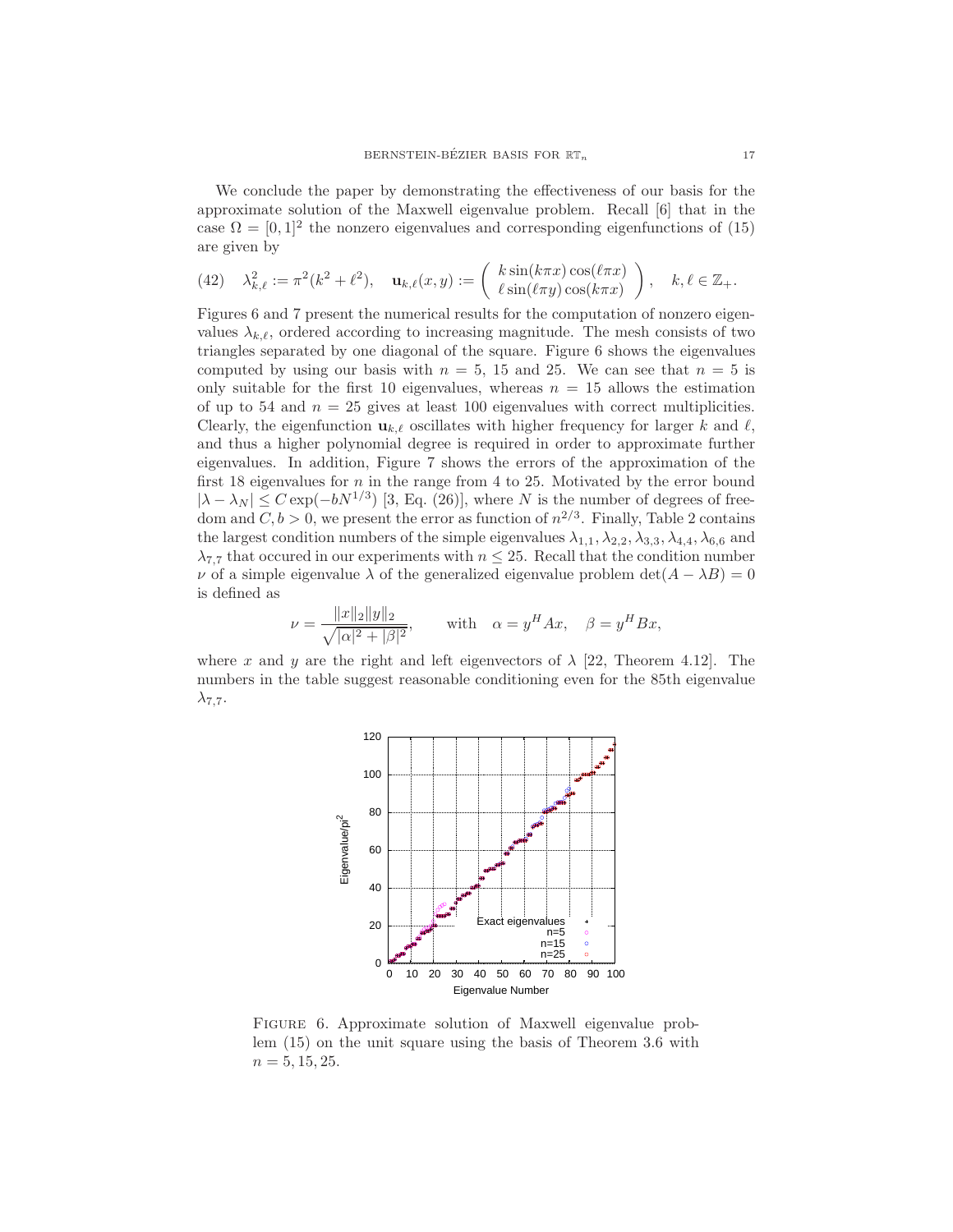We conclude the paper by demonstrating the effectiveness of our basis for the approximate solution of the Maxwell eigenvalue problem. Recall [6] that in the case $\Omega = [0,1]^2$ the nonzero eigenvalues and corresponding eigenfunctions of (15) are given by

$$(42)\quad \lambda_{k,\ell}^2 := \pi^2(k^2+\ell^2), \quad \mathbf{u}_{k,\ell}(x,y) := \begin{pmatrix} k\sin(k\pi x)\cos(\ell\pi x) \\ \ell\sin(\ell\pi y)\cos(k\pi x) \end{pmatrix}, \quad k,\ell \in \mathbb{Z}_+.$$

Figures 6 and 7 present the numerical results for the computation of nonzero eigenvalues $\lambda_{k,\ell}$, ordered according to increasing magnitude. The mesh consists of two triangles separated by one diagonal of the square. Figure 6 shows the eigenvalues computed by using our basis with $n = 5$, 15 and 25. We can see that $n = 5$ is only suitable for the first 10 eigenvalues, whereas $n = 15$ allows the estimation of up to 54 and $n = 25$ gives at least 100 eigenvalues with correct multiplicities. Clearly, the eigenfunction $\mathbf{u}_{k,\ell}$ oscillates with higher frequency for larger $k$ and $\ell$, and thus a higher polynomial degree is required in order to approximate further eigenvalues. In addition, Figure 7 shows the errors of the approximation of the first 18 eigenvalues for $n$ in the range from 4 to 25. Motivated by the error bound $|\lambda - \lambda_N| \leq C\exp(-bN^{1/3})$ [3, Eq. (26)], where $N$ is the number of degrees of freedom and $C, b > 0$, we present the error as function of $n^{2/3}$. Finally, Table 2 contains the largest condition numbers of the simple eigenvalues $\lambda_{1,1}, \lambda_{2,2}, \lambda_{3,3}, \lambda_{4,4}, \lambda_{6,6}$ and $\lambda_{7,7}$ that occured in our experiments with $n \leq 25$. Recall that the condition number $\nu$ of a simple eigenvalue $\lambda$ of the generalized eigenvalue problem $\det(A - \lambda B) = 0$ is defined as

$$\nu = \frac{\|x\|_2\|y\|_2}{\sqrt{|\alpha|^2+|\beta|^2}}, \qquad \text{with} \quad \alpha = y^H A x, \quad \beta = y^H B x,$$

where $x$ and $y$ are the right and left eigenvectors of $\lambda$ [22, Theorem 4.12]. The numbers in the table suggest reasonable conditioning even for the 85th eigenvalue $\lambda_{7,7}$.

FIGURE 6. Approximate solution of Maxwell eigenvalue problem (15) on the unit square using the basis of Theorem 3.6 with $n = 5, 15, 25$.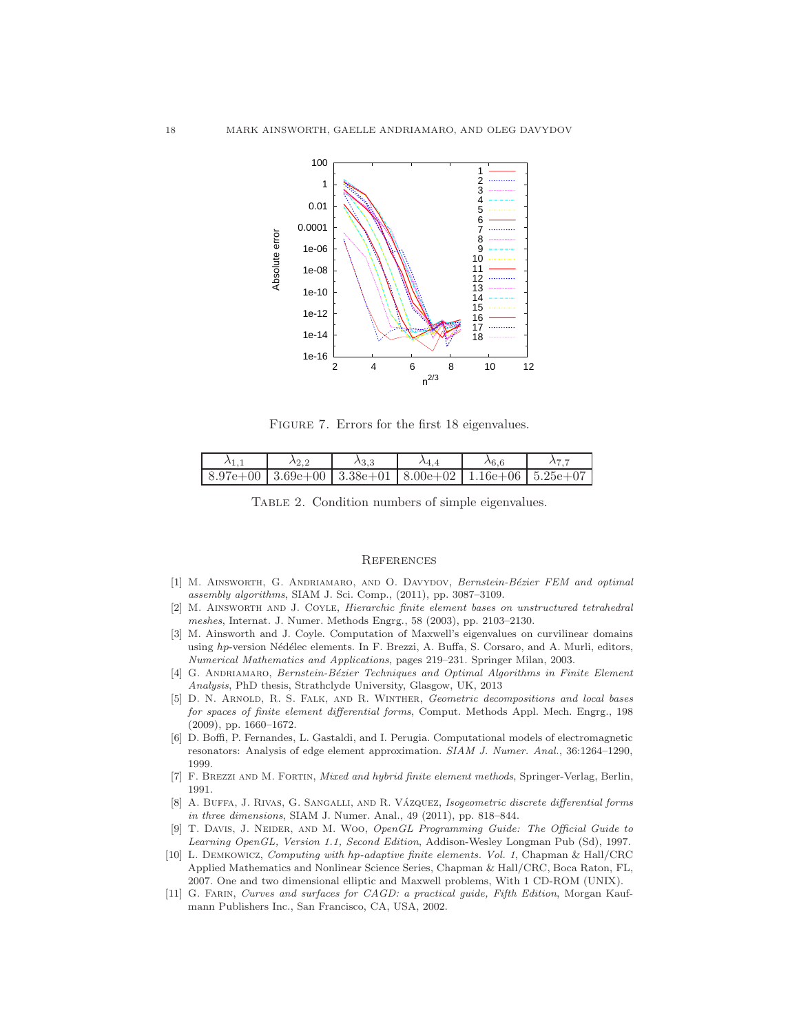FIGURE 7. Errors for the first 18 eigenvalues.

| $\lambda_{1,1}$ | $\lambda_{2,2}$ | $\lambda_{3,3}$ | $\lambda_{4,4}$ | $\lambda_{6,6}$ | $\lambda_{7,7}$ |
|---|---|---|---|---|---|
| 8.97e+00 | 3.69e+00 | 3.38e+01 | 8.00e+02 | 1.16e+06 | 5.25e+07 |

TABLE 2. Condition numbers of simple eigenvalues.

## REFERENCES

[1] M. AINSWORTH, G. ANDRIAMARO, AND O. DAVYDOV, *Bernstein-Bézier FEM and optimal assembly algorithms*, SIAM J. Sci. Comp., (2011), pp. 3087–3109.

[2] M. AINSWORTH AND J. COYLE, *Hierarchic finite element bases on unstructured tetrahedral meshes*, Internat. J. Numer. Methods Engrg., 58 (2003), pp. 2103–2130.

[3] M. Ainsworth and J. Coyle. Computation of Maxwell's eigenvalues on curvilinear domains using *hp*-version Nédélec elements. In F. Brezzi, A. Buffa, S. Corsaro, and A. Murli, editors, *Numerical Mathematics and Applications*, pages 219–231. Springer Milan, 2003.

[4] G. ANDRIAMARO, *Bernstein-Bézier Techniques and Optimal Algorithms in Finite Element Analysis*, PhD thesis, Strathclyde University, Glasgow, UK, 2013

[5] D. N. ARNOLD, R. S. FALK, AND R. WINTHER, *Geometric decompositions and local bases for spaces of finite element differential forms*, Comput. Methods Appl. Mech. Engrg., 198 (2009), pp. 1660–1672.

[6] D. Boffi, P. Fernandes, L. Gastaldi, and I. Perugia. Computational models of electromagnetic resonators: Analysis of edge element approximation. *SIAM J. Numer. Anal.*, 36:1264–1290, 1999.

[7] F. BREZZI AND M. FORTIN, *Mixed and hybrid finite element methods*, Springer-Verlag, Berlin, 1991.

[8] A. BUFFA, J. RIVAS, G. SANGALLI, AND R. VÁZQUEZ, *Isogeometric discrete differential forms in three dimensions*, SIAM J. Numer. Anal., 49 (2011), pp. 818–844.

[9] T. DAVIS, J. NEIDER, AND M. WOO, *OpenGL Programming Guide: The Official Guide to Learning OpenGL, Version 1.1, Second Edition*, Addison-Wesley Longman Pub (Sd), 1997.

[10] L. DEMKOWICZ, *Computing with hp-adaptive finite elements. Vol. 1*, Chapman & Hall/CRC Applied Mathematics and Nonlinear Science Series, Chapman & Hall/CRC, Boca Raton, FL, 2007. One and two dimensional elliptic and Maxwell problems, With 1 CD-ROM (UNIX).

[11] G. FARIN, *Curves and surfaces for CAGD: a practical guide, Fifth Edition*, Morgan Kaufmann Publishers Inc., San Francisco, CA, USA, 2002.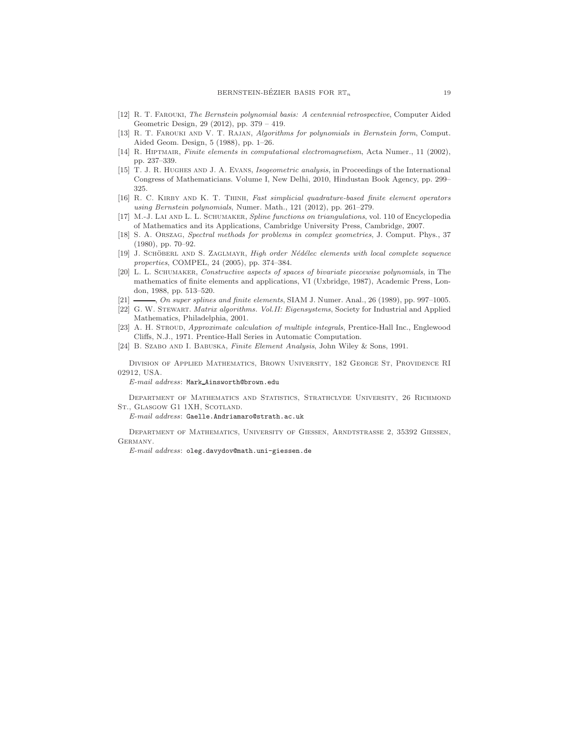[12] R. T. Farouki, *The Bernstein polynomial basis: A centennial retrospective*, Computer Aided Geometric Design, 29 (2012), pp. 379 – 419.

[13] R. T. Farouki and V. T. Rajan, *Algorithms for polynomials in Bernstein form*, Comput. Aided Geom. Design, 5 (1988), pp. 1–26.

[14] R. Hiptmair, *Finite elements in computational electromagnetism*, Acta Numer., 11 (2002), pp. 237–339.

[15] T. J. R. Hughes and J. A. Evans, *Isogeometric analysis*, in Proceedings of the International Congress of Mathematicians. Volume I, New Delhi, 2010, Hindustan Book Agency, pp. 299–325.

[16] R. C. Kirby and K. T. Thinh, *Fast simplicial quadrature-based finite element operators using Bernstein polynomials*, Numer. Math., 121 (2012), pp. 261–279.

[17] M.-J. Lai and L. L. Schumaker, *Spline functions on triangulations*, vol. 110 of Encyclopedia of Mathematics and its Applications, Cambridge University Press, Cambridge, 2007.

[18] S. A. Orszag, *Spectral methods for problems in complex geometries*, J. Comput. Phys., 37 (1980), pp. 70–92.

[19] J. Schöberl and S. Zaglmayr, *High order Nédélec elements with local complete sequence properties*, COMPEL, 24 (2005), pp. 374–384.

[20] L. L. Schumaker, *Constructive aspects of spaces of bivariate piecewise polynomials*, in The mathematics of finite elements and applications, VI (Uxbridge, 1987), Academic Press, London, 1988, pp. 513–520.

[21] ———, *On super splines and finite elements*, SIAM J. Numer. Anal., 26 (1989), pp. 997–1005.

[22] G. W. Stewart. *Matrix algorithms. Vol.II: Eigensystems*, Society for Industrial and Applied Mathematics, Philadelphia, 2001.

[23] A. H. Stroud, *Approximate calculation of multiple integrals*, Prentice-Hall Inc., Englewood Cliffs, N.J., 1971. Prentice-Hall Series in Automatic Computation.

[24] B. Szabo and I. Babuska, *Finite Element Analysis*, John Wiley & Sons, 1991.

Division of Applied Mathematics, Brown University, 182 George St, Providence RI 02912, USA.

*E-mail address*: Mark_Ainsworth@brown.edu

Department of Mathematics and Statistics, Strathclyde University, 26 Richmond St., Glasgow G1 1XH, Scotland.

*E-mail address*: Gaelle.Andriamaro@strath.ac.uk

Department of Mathematics, University of Giessen, Arndtstrasse 2, 35392 Giessen, Germany.

*E-mail address*: oleg.davydov@math.uni-giessen.de